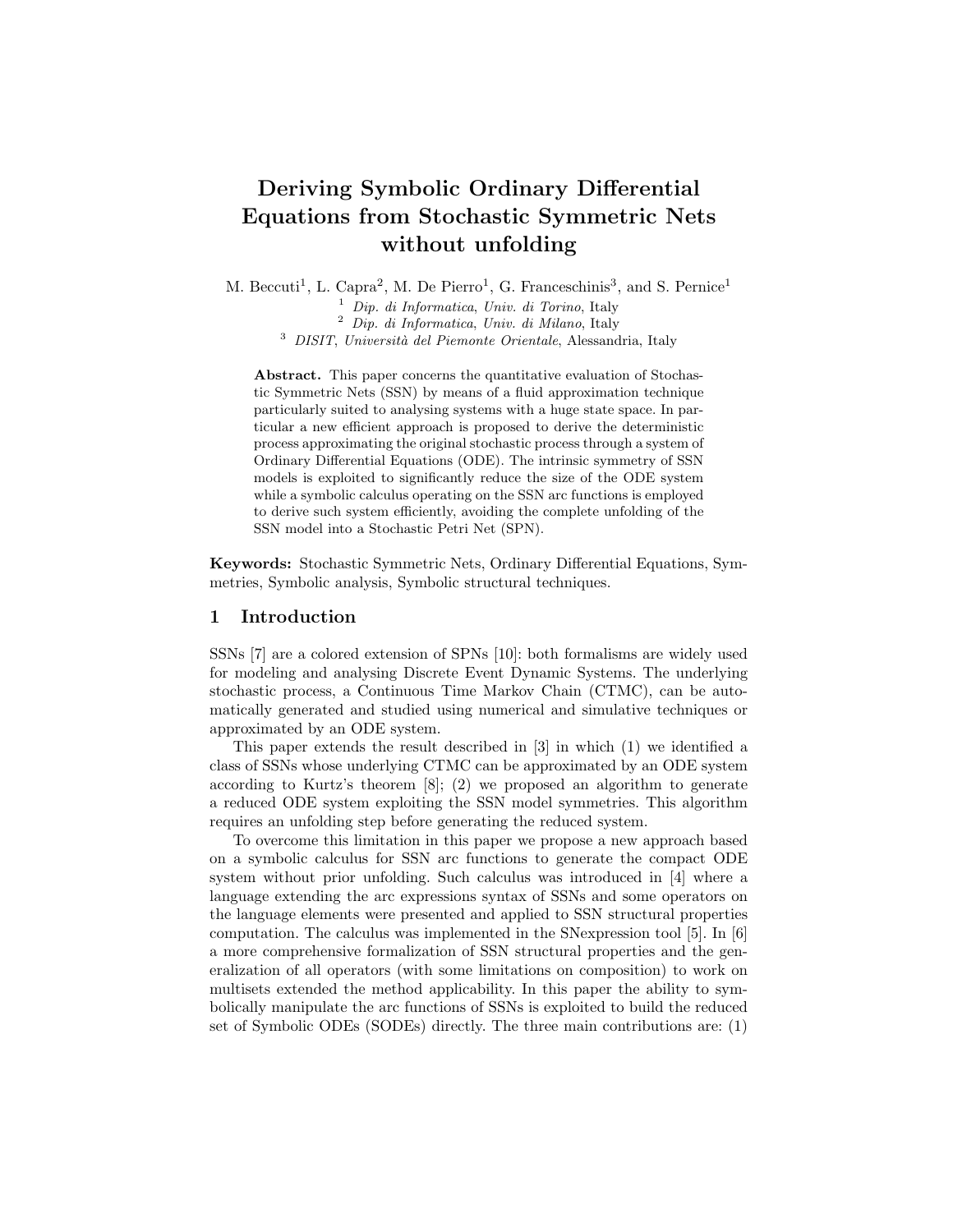# Deriving Symbolic Ordinary Differential Equations from Stochastic Symmetric Nets without unfolding

M. Beccuti[1], L. Capra[2], M. De Pierro[1], G. Franceschinis[3], and S. Pernice[1]

[1] *Dip. di Informatica, Univ. di Torino*, Italy
[2] *Dip. di Informatica, Univ. di Milano*, Italy
[3] *DISIT, Università del Piemonte Orientale*, Alessandria, Italy

**Abstract.** This paper concerns the quantitative evaluation of Stochastic Symmetric Nets (SSN) by means of a fluid approximation technique particularly suited to analysing systems with a huge state space. In particular a new efficient approach is proposed to derive the deterministic process approximating the original stochastic process through a system of Ordinary Differential Equations (ODE). The intrinsic symmetry of SSN models is exploited to significantly reduce the size of the ODE system while a symbolic calculus operating on the SSN arc functions is employed to derive such system efficiently, avoiding the complete unfolding of the SSN model into a Stochastic Petri Net (SPN).

**Keywords:** Stochastic Symmetric Nets, Ordinary Differential Equations, Symmetries, Symbolic analysis, Symbolic structural techniques.

## 1 Introduction

SSNs [7] are a colored extension of SPNs [10]: both formalisms are widely used for modeling and analysing Discrete Event Dynamic Systems. The underlying stochastic process, a Continuous Time Markov Chain (CTMC), can be automatically generated and studied using numerical and simulative techniques or approximated by an ODE system.

This paper extends the result described in [3] in which (1) we identified a class of SSNs whose underlying CTMC can be approximated by an ODE system according to Kurtz's theorem [8]; (2) we proposed an algorithm to generate a reduced ODE system exploiting the SSN model symmetries. This algorithm requires an unfolding step before generating the reduced system.

To overcome this limitation in this paper we propose a new approach based on a symbolic calculus for SSN arc functions to generate the compact ODE system without prior unfolding. Such calculus was introduced in [4] where a language extending the arc expressions syntax of SSNs and some operators on the language elements were presented and applied to SSN structural properties computation. The calculus was implemented in the SNexpression tool [5]. In [6] a more comprehensive formalization of SSN structural properties and the generalization of all operators (with some limitations on composition) to work on multisets extended the method applicability. In this paper the ability to symbolically manipulate the arc functions of SSNs is exploited to build the reduced set of Symbolic ODEs (SODEs) directly. The three main contributions are: (1)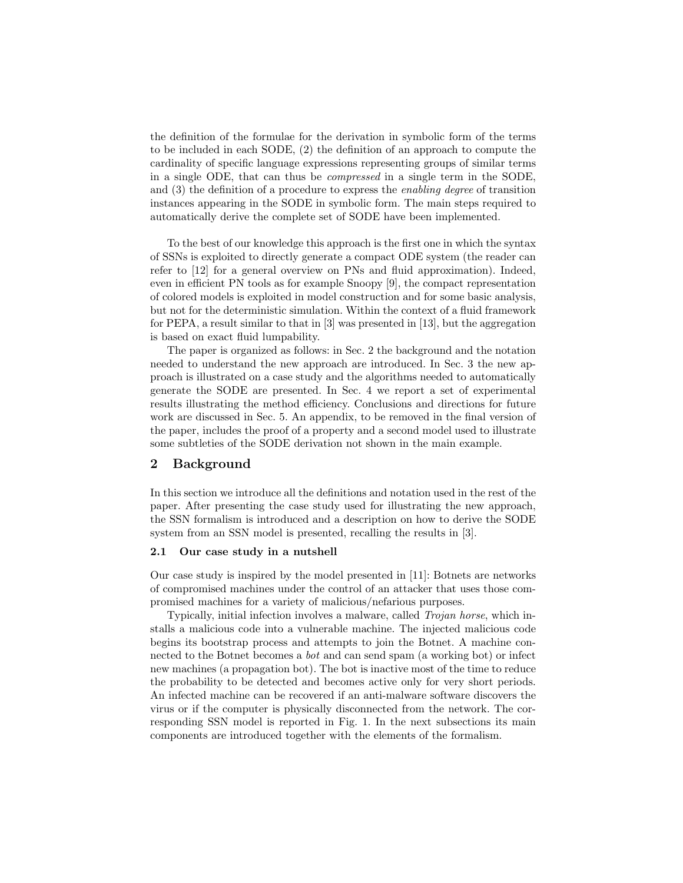the definition of the formulae for the derivation in symbolic form of the terms to be included in each SODE, (2) the definition of an approach to compute the cardinality of specific language expressions representing groups of similar terms in a single ODE, that can thus be *compressed* in a single term in the SODE, and (3) the definition of a procedure to express the *enabling degree* of transition instances appearing in the SODE in symbolic form. The main steps required to automatically derive the complete set of SODE have been implemented.

To the best of our knowledge this approach is the first one in which the syntax of SSNs is exploited to directly generate a compact ODE system (the reader can refer to [12] for a general overview on PNs and fluid approximation). Indeed, even in efficient PN tools as for example Snoopy [9], the compact representation of colored models is exploited in model construction and for some basic analysis, but not for the deterministic simulation. Within the context of a fluid framework for PEPA, a result similar to that in [3] was presented in [13], but the aggregation is based on exact fluid lumpability.

The paper is organized as follows: in Sec. 2 the background and the notation needed to understand the new approach are introduced. In Sec. 3 the new approach is illustrated on a case study and the algorithms needed to automatically generate the SODE are presented. In Sec. 4 we report a set of experimental results illustrating the method efficiency. Conclusions and directions for future work are discussed in Sec. 5. An appendix, to be removed in the final version of the paper, includes the proof of a property and a second model used to illustrate some subtleties of the SODE derivation not shown in the main example.

## 2 Background

In this section we introduce all the definitions and notation used in the rest of the paper. After presenting the case study used for illustrating the new approach, the SSN formalism is introduced and a description on how to derive the SODE system from an SSN model is presented, recalling the results in [3].

### 2.1 Our case study in a nutshell

Our case study is inspired by the model presented in [11]: Botnets are networks of compromised machines under the control of an attacker that uses those compromised machines for a variety of malicious/nefarious purposes.

Typically, initial infection involves a malware, called *Trojan horse*, which installs a malicious code into a vulnerable machine. The injected malicious code begins its bootstrap process and attempts to join the Botnet. A machine connected to the Botnet becomes a *bot* and can send spam (a working bot) or infect new machines (a propagation bot). The bot is inactive most of the time to reduce the probability to be detected and becomes active only for very short periods. An infected machine can be recovered if an anti-malware software discovers the virus or if the computer is physically disconnected from the network. The corresponding SSN model is reported in Fig. 1. In the next subsections its main components are introduced together with the elements of the formalism.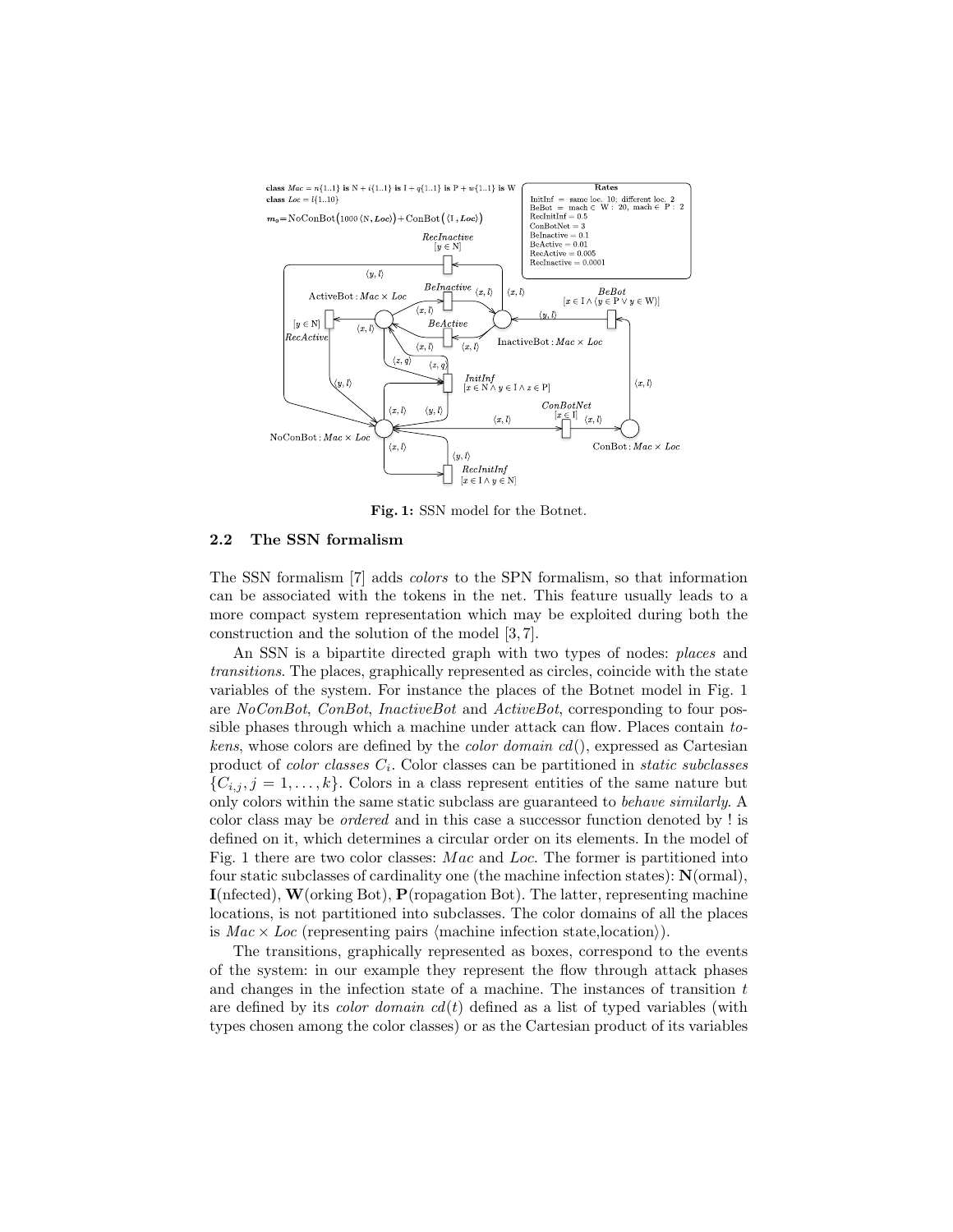**Fig. 1:** SSN model for the Botnet.

## 2.2 The SSN formalism

The SSN formalism [7] adds *colors* to the SPN formalism, so that information can be associated with the tokens in the net. This feature usually leads to a more compact system representation which may be exploited during both the construction and the solution of the model [3, 7].

An SSN is a bipartite directed graph with two types of nodes: *places* and *transitions*. The places, graphically represented as circles, coincide with the state variables of the system. For instance the places of the Botnet model in Fig. 1 are *NoConBot*, *ConBot*, *InactiveBot* and *ActiveBot*, corresponding to four possible phases through which a machine under attack can flow. Places contain *tokens*, whose colors are defined by the *color domain* $cd()$, expressed as Cartesian product of *color classes* $C_i$. Color classes can be partitioned in *static subclasses* $\{C_{i,j}, j = 1, \ldots, k\}$. Colors in a class represent entities of the same nature but only colors within the same static subclass are guaranteed to *behave similarly*. A color class may be *ordered* and in this case a successor function denoted by ! is defined on it, which determines a circular order on its elements. In the model of Fig. 1 there are two color classes: $Mac$ and $Loc$. The former is partitioned into four static subclasses of cardinality one (the machine infection states): **N**(ormal), **I**(nfected), **W**(orking Bot), **P**(ropagation Bot). The latter, representing machine locations, is not partitioned into subclasses. The color domains of all the places is $Mac \times Loc$ (representing pairs $\langle$machine infection state,location$\rangle$).

The transitions, graphically represented as boxes, correspond to the events of the system: in our example they represent the flow through attack phases and changes in the infection state of a machine. The instances of transition $t$ are defined by its *color domain* $cd(t)$ defined as a list of typed variables (with types chosen among the color classes) or as the Cartesian product of its variables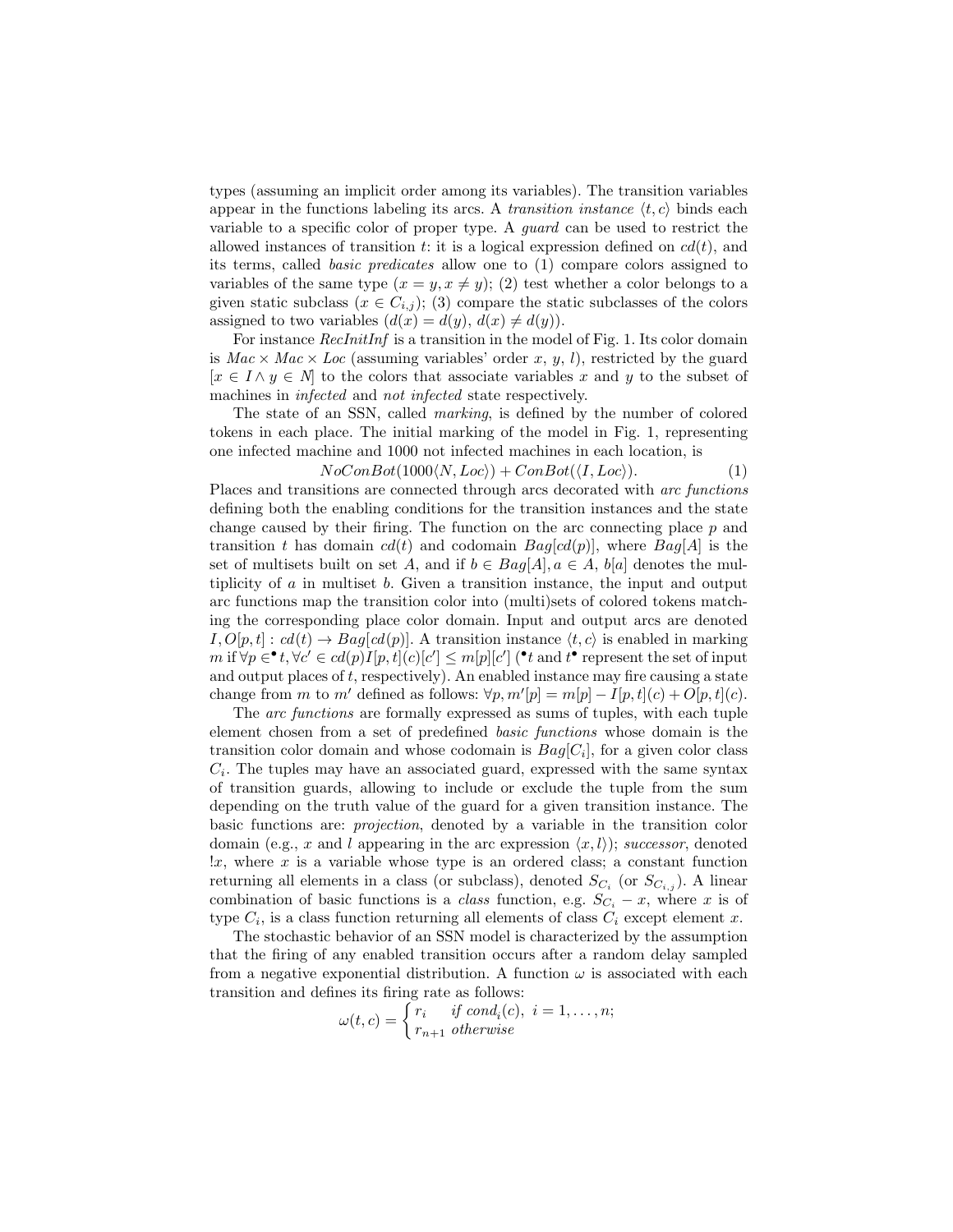types (assuming an implicit order among its variables). The transition variables appear in the functions labeling its arcs. A *transition instance* $\langle t, c\rangle$ binds each variable to a specific color of proper type. A *guard* can be used to restrict the allowed instances of transition $t$: it is a logical expression defined on $cd(t)$, and its terms, called *basic predicates* allow one to (1) compare colors assigned to variables of the same type ($x = y, x \neq y$); (2) test whether a color belongs to a given static subclass ($x \in C_{i,j}$); (3) compare the static subclasses of the colors assigned to two variables ($d(x) = d(y)$, $d(x) \neq d(y)$).

For instance *RecInitInf* is a transition in the model of Fig. 1. Its color domain is $Mac \times Mac \times Loc$ (assuming variables' order $x$, $y$, $l$), restricted by the guard $[x \in I \wedge y \in N]$ to the colors that associate variables $x$ and $y$ to the subset of machines in *infected* and *not infected* state respectively.

The state of an SSN, called *marking*, is defined by the number of colored tokens in each place. The initial marking of the model in Fig. 1, representing one infected machine and 1000 not infected machines in each location, is

$$NoConBot(1000\langle N, Loc\rangle) + ConBot(\langle I, Loc\rangle). \tag{1}$$

Places and transitions are connected through arcs decorated with *arc functions* defining both the enabling conditions for the transition instances and the state change caused by their firing. The function on the arc connecting place $p$ and transition $t$ has domain $cd(t)$ and codomain $Bag[cd(p)]$, where $Bag[A]$ is the set of multisets built on set $A$, and if $b \in Bag[A], a \in A$, $b[a]$ denotes the multiplicity of $a$ in multiset $b$. Given a transition instance, the input and output arc functions map the transition color into (multi)sets of colored tokens matching the corresponding place color domain. Input and output arcs are denoted $I, O[p,t] : cd(t) \rightarrow Bag[cd(p)]$. A transition instance $\langle t, c\rangle$ is enabled in marking $m$ if $\forall p \in^{\bullet} t, \forall c' \in cd(p) I[p,t](c)[c'] \leq m[p][c']$ ($^{\bullet}t$ and $t^{\bullet}$ represent the set of input and output places of $t$, respectively). An enabled instance may fire causing a state change from $m$ to $m'$ defined as follows: $\forall p, m'[p] = m[p] - I[p,t](c) + O[p,t](c)$.

The *arc functions* are formally expressed as sums of tuples, with each tuple element chosen from a set of predefined *basic functions* whose domain is the transition color domain and whose codomain is $Bag[C_i]$, for a given color class $C_i$. The tuples may have an associated guard, expressed with the same syntax of transition guards, allowing to include or exclude the tuple from the sum depending on the truth value of the guard for a given transition instance. The basic functions are: *projection*, denoted by a variable in the transition color domain (e.g., $x$ and $l$ appearing in the arc expression $\langle x, l\rangle$); *successor*, denoted $!x$, where $x$ is a variable whose type is an ordered class; a constant function returning all elements in a class (or subclass), denoted $S_{C_i}$ (or $S_{C_{i,j}}$). A linear combination of basic functions is a *class* function, e.g. $S_{C_i} - x$, where $x$ is of type $C_i$, is a class function returning all elements of class $C_i$ except element $x$.

The stochastic behavior of an SSN model is characterized by the assumption that the firing of any enabled transition occurs after a random delay sampled from a negative exponential distribution. A function $\omega$ is associated with each transition and defines its firing rate as follows:

$$\omega(t,c) = \begin{cases} r_i & \textit{if } cond_i(c),\ i = 1, \ldots, n; \\ r_{n+1} & \textit{otherwise} \end{cases}$$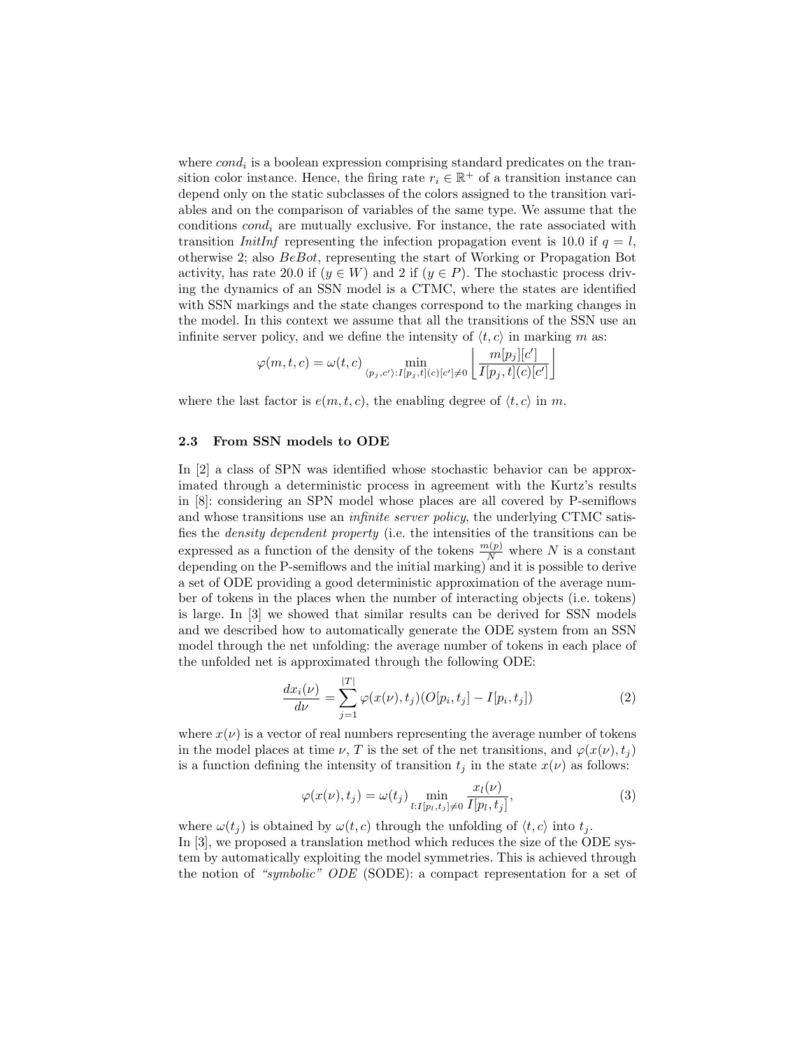where $cond_i$ is a boolean expression comprising standard predicates on the transition color instance. Hence, the firing rate $r_i \in \mathbb{R}^+$ of a transition instance can depend only on the static subclasses of the colors assigned to the transition variables and on the comparison of variables of the same type. We assume that the conditions $cond_i$ are mutually exclusive. For instance, the rate associated with transition *InitInf* representing the infection propagation event is 10.0 if $q = l$, otherwise 2; also *BeBot*, representing the start of Working or Propagation Bot activity, has rate 20.0 if $(y \in W)$ and 2 if $(y \in P)$. The stochastic process driving the dynamics of an SSN model is a CTMC, where the states are identified with SSN markings and the state changes correspond to the marking changes in the model. In this context we assume that all the transitions of the SSN use an infinite server policy, and we define the intensity of $\langle t, c \rangle$ in marking $m$ as:

$$\varphi(m, t, c) = \omega(t, c) \min_{\langle p_j, c' \rangle : I[p_j, t](c)[c'] \neq 0} \left\lfloor \frac{m[p_j][c']}{I[p_j, t](c)[c']} \right\rfloor$$

where the last factor is $e(m, t, c)$, the enabling degree of $\langle t, c \rangle$ in $m$.

### 2.3 From SSN models to ODE

In [2] a class of SPN was identified whose stochastic behavior can be approximated through a deterministic process in agreement with the Kurtz's results in [8]: considering an SPN model whose places are all covered by P-semiflows and whose transitions use an *infinite server policy*, the underlying CTMC satisfies the *density dependent property* (i.e. the intensities of the transitions can be expressed as a function of the density of the tokens $\frac{m(p)}{N}$ where $N$ is a constant depending on the P-semiflows and the initial marking) and it is possible to derive a set of ODE providing a good deterministic approximation of the average number of tokens in the places when the number of interacting objects (i.e. tokens) is large. In [3] we showed that similar results can be derived for SSN models and we described how to automatically generate the ODE system from an SSN model through the net unfolding: the average number of tokens in each place of the unfolded net is approximated through the following ODE:

$$\frac{dx_i(\nu)}{d\nu} = \sum_{j=1}^{|T|} \varphi(x(\nu), t_j)(O[p_i, t_j] - I[p_i, t_j]) \tag{2}$$

where $x(\nu)$ is a vector of real numbers representing the average number of tokens in the model places at time $\nu$, $T$ is the set of the net transitions, and $\varphi(x(\nu), t_j)$ is a function defining the intensity of transition $t_j$ in the state $x(\nu)$ as follows:

$$\varphi(x(\nu), t_j) = \omega(t_j) \min_{l : I[p_l, t_j] \neq 0} \frac{x_l(\nu)}{I[p_l, t_j]}, \tag{3}$$

where $\omega(t_j)$ is obtained by $\omega(t, c)$ through the unfolding of $\langle t, c \rangle$ into $t_j$.
In [3], we proposed a translation method which reduces the size of the ODE system by automatically exploiting the model symmetries. This is achieved through the notion of *"symbolic" ODE* (SODE): a compact representation for a set of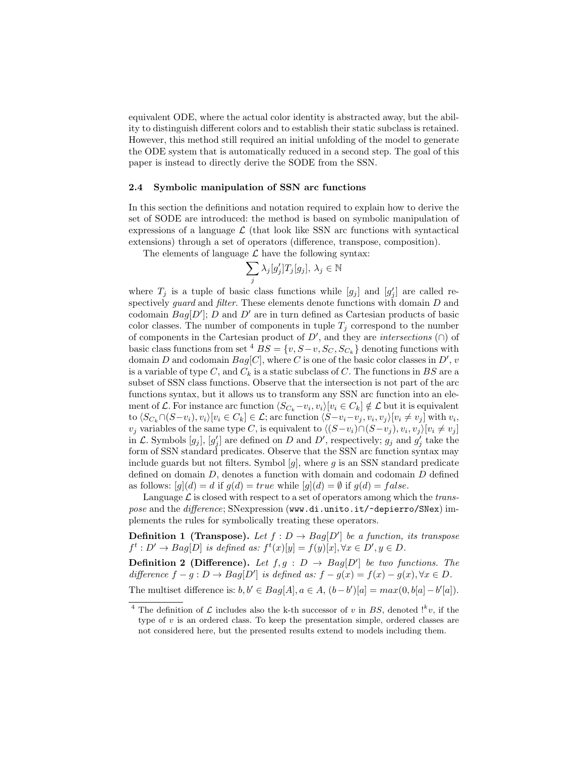equivalent ODE, where the actual color identity is abstracted away, but the ability to distinguish different colors and to establish their static subclass is retained. However, this method still required an initial unfolding of the model to generate the ODE system that is automatically reduced in a second step. The goal of this paper is instead to directly derive the SODE from the SSN.

### 2.4 Symbolic manipulation of SSN arc functions

In this section the definitions and notation required to explain how to derive the set of SODE are introduced: the method is based on symbolic manipulation of expressions of a language $\mathcal{L}$ (that look like SSN arc functions with syntactical extensions) through a set of operators (difference, transpose, composition).

The elements of language $\mathcal{L}$ have the following syntax:

$$\sum_j \lambda_j [g'_j] T_j [g_j],\ \lambda_j \in \mathbb{N}$$

where $T_j$ is a tuple of basic class functions while $[g_j]$ and $[g'_j]$ are called respectively *guard* and *filter*. These elements denote functions with domain $D$ and codomain $Bag[D']$; $D$ and $D'$ are in turn defined as Cartesian products of basic color classes. The number of components in tuple $T_j$ correspond to the number of components in the Cartesian product of $D'$, and they are *intersections* ($\cap$) of basic class functions from set [4] $BS = \{v, S-v, S_C, S_{C_k}\}$ denoting functions with domain $D$ and codomain $Bag[C]$, where $C$ is one of the basic color classes in $D'$, $v$ is a variable of type $C$, and $C_k$ is a static subclass of $C$. The functions in $BS$ are a subset of SSN class functions. Observe that the intersection is not part of the arc functions syntax, but it allows us to transform any SSN arc function into an element of $\mathcal{L}$. For instance arc function $\langle S_{C_k} - v_i, v_i\rangle[v_i \in C_k] \notin \mathcal{L}$ but it is equivalent to $\langle S_{C_k} \cap (S - v_i), v_i\rangle[v_i \in C_k] \in \mathcal{L}$; arc function $\langle S - v_i - v_j, v_i, v_j\rangle[v_i \neq v_j]$ with $v_i$, $v_j$ variables of the same type $C$, is equivalent to $\langle (S - v_i) \cap (S - v_j), v_i, v_j\rangle[v_i \neq v_j]$ in $\mathcal{L}$. Symbols $[g_j]$, $[g'_j]$ are defined on $D$ and $D'$, respectively; $g_j$ and $g'_j$ take the form of SSN standard predicates. Observe that the SSN arc function syntax may include guards but not filters. Symbol $[g]$, where $g$ is an SSN standard predicate defined on domain $D$, denotes a function with domain and codomain $D$ defined as follows: $[g](d) = d$ if $g(d) = true$ while $[g](d) = \emptyset$ if $g(d) = false$.

Language $\mathcal{L}$ is closed with respect to a set of operators among which the *transpose* and the *difference*; SNexpression (`www.di.unito.it/~depierro/SNex`) implements the rules for symbolically treating these operators.

**Definition 1 (Transpose).** *Let $f : D \to Bag[D']$ be a function, its transpose $f^t : D' \to Bag[D]$ is defined as: $f^t(x)[y] = f(y)[x], \forall x \in D', y \in D$.*

**Definition 2 (Difference).** *Let $f, g : D \to Bag[D']$ be two functions. The difference $f - g : D \to Bag[D']$ is defined as: $f - g(x) = f(x) - g(x), \forall x \in D$.*

The multiset difference is: $b, b' \in Bag[A], a \in A$, $(b - b')[a] = max(0, b[a] - b'[a])$.

---

[4] The definition of $\mathcal{L}$ includes also the k-th successor of $v$ in $BS$, denoted $!^k v$, if the type of $v$ is an ordered class. To keep the presentation simple, ordered classes are not considered here, but the presented results extend to models including them.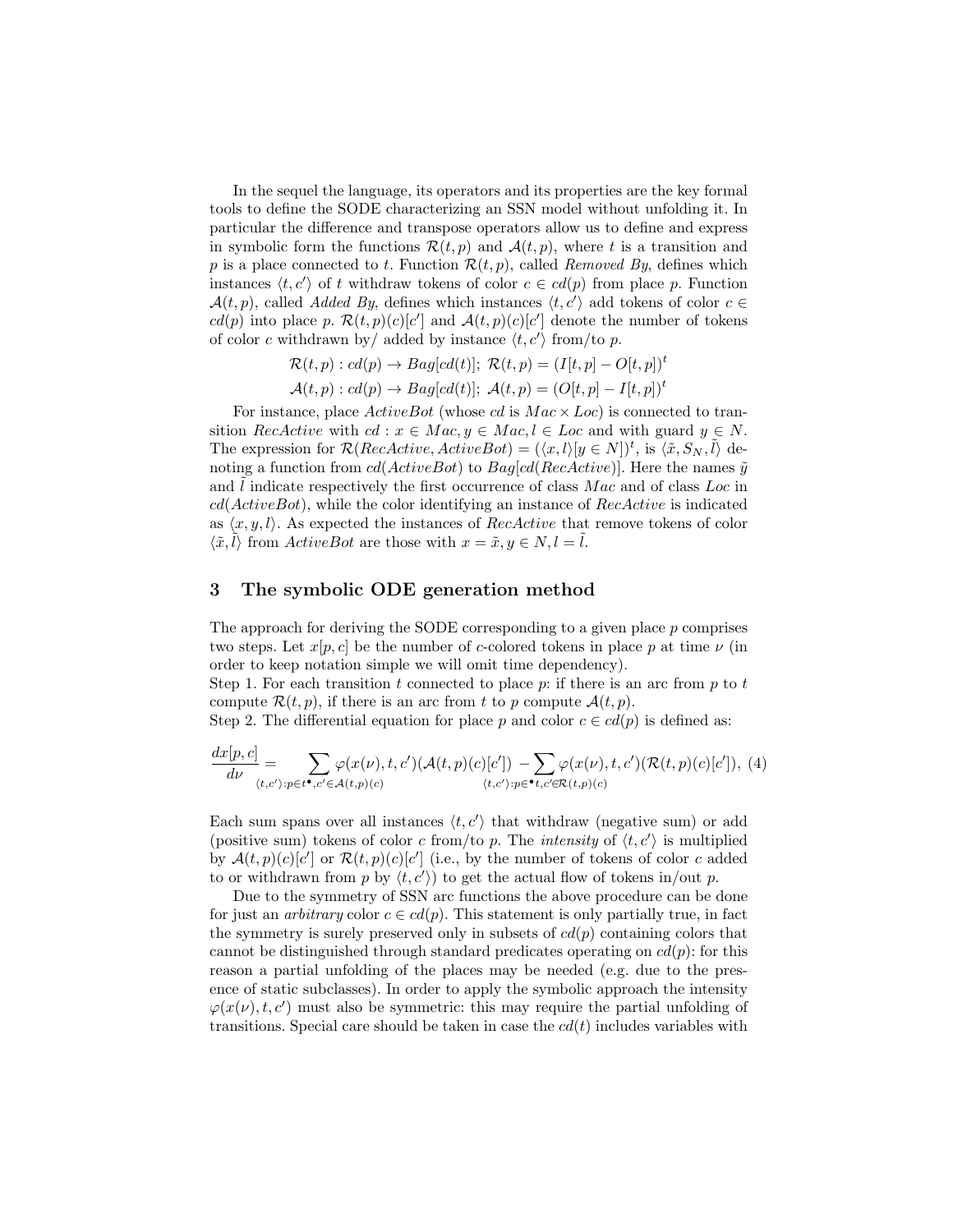In the sequel the language, its operators and its properties are the key formal tools to define the SODE characterizing an SSN model without unfolding it. In particular the difference and transpose operators allow us to define and express in symbolic form the functions $\mathcal{R}(t,p)$ and $\mathcal{A}(t,p)$, where $t$ is a transition and $p$ is a place connected to $t$. Function $\mathcal{R}(t,p)$, called *Removed By*, defines which instances $\langle t, c' \rangle$ of $t$ withdraw tokens of color $c \in cd(p)$ from place $p$. Function $\mathcal{A}(t,p)$, called *Added By*, defines which instances $\langle t, c' \rangle$ add tokens of color $c \in cd(p)$ into place $p$. $\mathcal{R}(t,p)(c)[c']$ and $\mathcal{A}(t,p)(c)[c']$ denote the number of tokens of color $c$ withdrawn by/ added by instance $\langle t, c' \rangle$ from/to $p$.

$$\mathcal{R}(t,p) : cd(p) \to Bag[cd(t)];\ \mathcal{R}(t,p) = (I[t,p] - O[t,p])^t$$

$$\mathcal{A}(t,p) : cd(p) \to Bag[cd(t)];\ \mathcal{A}(t,p) = (O[t,p] - I[t,p])^t$$

For instance, place *ActiveBot* (whose $cd$ is $Mac \times Loc$) is connected to transition *RecActive* with $cd : x \in Mac, y \in Mac, l \in Loc$ and with guard $y \in N$. The expression for $\mathcal{R}(RecActive, ActiveBot) = (\langle x, l \rangle [y \in N])^t$, is $\langle \tilde{x}, S_N, \tilde{l} \rangle$ denoting a function from $cd(ActiveBot)$ to $Bag[cd(RecActive)]$. Here the names $\tilde{y}$ and $\tilde{l}$ indicate respectively the first occurrence of class $Mac$ and of class $Loc$ in $cd(ActiveBot)$, while the color identifying an instance of *RecActive* is indicated as $\langle x, y, l \rangle$. As expected the instances of *RecActive* that remove tokens of color $\langle \tilde{x}, \tilde{l} \rangle$ from *ActiveBot* are those with $x = \tilde{x}, y \in N, l = \tilde{l}$.

## 3 The symbolic ODE generation method

The approach for deriving the SODE corresponding to a given place $p$ comprises two steps. Let $x[p,c]$ be the number of $c$-colored tokens in place $p$ at time $\nu$ (in order to keep notation simple we will omit time dependency).
Step 1. For each transition $t$ connected to place $p$: if there is an arc from $p$ to $t$ compute $\mathcal{R}(t,p)$, if there is an arc from $t$ to $p$ compute $\mathcal{A}(t,p)$.
Step 2. The differential equation for place $p$ and color $c \in cd(p)$ is defined as:

$$\frac{dx[p,c]}{d\nu} = \sum_{\langle t,c' \rangle : p \in t^{\bullet}, c' \in \mathcal{A}(t,p)(c)} \varphi(x(\nu), t, c')(\mathcal{A}(t,p)(c)[c']) - \sum_{\langle t,c' \rangle : p \in {}^{\bullet}t, c' \in \mathcal{R}(t,p)(c)} \varphi(x(\nu), t, c')(\mathcal{R}(t,p)(c)[c']), \quad (4)$$

Each sum spans over all instances $\langle t, c' \rangle$ that withdraw (negative sum) or add (positive sum) tokens of color $c$ from/to $p$. The *intensity* of $\langle t, c' \rangle$ is multiplied by $\mathcal{A}(t,p)(c)[c']$ or $\mathcal{R}(t,p)(c)[c']$ (i.e., by the number of tokens of color $c$ added to or withdrawn from $p$ by $\langle t, c' \rangle$) to get the actual flow of tokens in/out $p$.

Due to the symmetry of SSN arc functions the above procedure can be done for just an *arbitrary* color $c \in cd(p)$. This statement is only partially true, in fact the symmetry is surely preserved only in subsets of $cd(p)$ containing colors that cannot be distinguished through standard predicates operating on $cd(p)$: for this reason a partial unfolding of the places may be needed (e.g. due to the presence of static subclasses). In order to apply the symbolic approach the intensity $\varphi(x(\nu), t, c')$ must also be symmetric: this may require the partial unfolding of transitions. Special care should be taken in case the $cd(t)$ includes variables with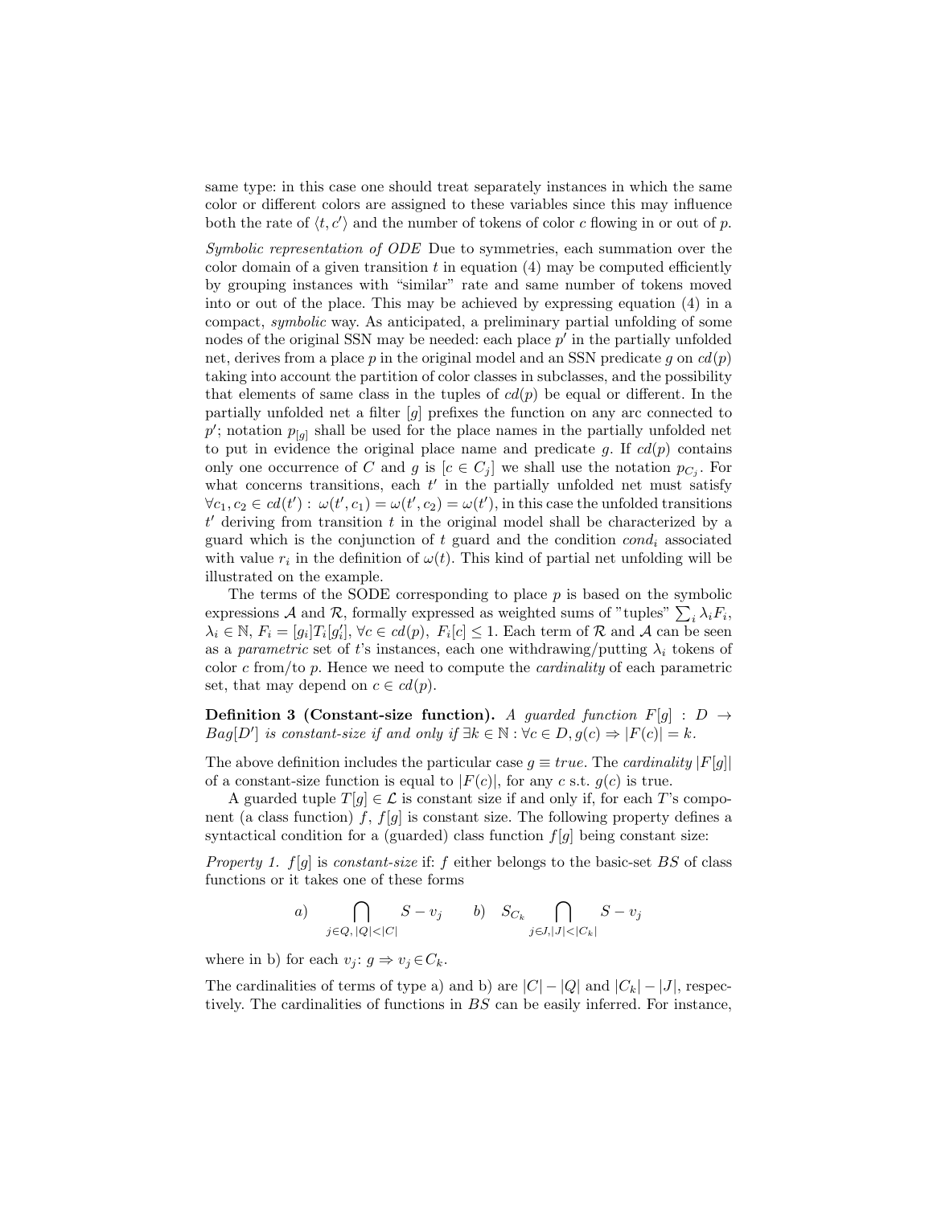same type: in this case one should treat separately instances in which the same color or different colors are assigned to these variables since this may influence both the rate of $\langle t, c' \rangle$ and the number of tokens of color $c$ flowing in or out of $p$.

*Symbolic representation of ODE* Due to symmetries, each summation over the color domain of a given transition $t$ in equation (4) may be computed efficiently by grouping instances with "similar" rate and same number of tokens moved into or out of the place. This may be achieved by expressing equation (4) in a compact, *symbolic* way. As anticipated, a preliminary partial unfolding of some nodes of the original SSN may be needed: each place $p'$ in the partially unfolded net, derives from a place $p$ in the original model and an SSN predicate $g$ on $cd(p)$ taking into account the partition of color classes in subclasses, and the possibility that elements of same class in the tuples of $cd(p)$ be equal or different. In the partially unfolded net a filter $[g]$ prefixes the function on any arc connected to $p'$; notation $p_{[g]}$ shall be used for the place names in the partially unfolded net to put in evidence the original place name and predicate $g$. If $cd(p)$ contains only one occurrence of $C$ and $g$ is $[c \in C_j]$ we shall use the notation $p_{C_j}$. For what concerns transitions, each $t'$ in the partially unfolded net must satisfy $\forall c_1, c_2 \in cd(t') : \omega(t', c_1) = \omega(t', c_2) = \omega(t')$, in this case the unfolded transitions $t'$ deriving from transition $t$ in the original model shall be characterized by a guard which is the conjunction of $t$ guard and the condition $cond_i$ associated with value $r_i$ in the definition of $\omega(t)$. This kind of partial net unfolding will be illustrated on the example.

The terms of the SODE corresponding to place $p$ is based on the symbolic expressions $\mathcal{A}$ and $\mathcal{R}$, formally expressed as weighted sums of "tuples" $\sum_i \lambda_i F_i$, $\lambda_i \in \mathbb{N}$, $F_i = [g_i]T_i[g'_i]$, $\forall c \in cd(p),\ F_i[c] \leq 1$. Each term of $\mathcal{R}$ and $\mathcal{A}$ can be seen as a *parametric* set of $t$'s instances, each one withdrawing/putting $\lambda_i$ tokens of color $c$ from/to $p$. Hence we need to compute the *cardinality* of each parametric set, that may depend on $c \in cd(p)$.

**Definition 3 (Constant-size function).** *A guarded function $F[g] : D \to Bag[D']$ is constant-size if and only if $\exists k \in \mathbb{N} : \forall c \in D, g(c) \Rightarrow |F(c)| = k$.*

The above definition includes the particular case $g \equiv true$. The *cardinality* $|F[g]|$ of a constant-size function is equal to $|F(c)|$, for any $c$ s.t. $g(c)$ is true.

A guarded tuple $T[g] \in \mathcal{L}$ is constant size if and only if, for each $T$'s component (a class function) $f$, $f[g]$ is constant size. The following property defines a syntactical condition for a (guarded) class function $f[g]$ being constant size:

*Property 1.* $f[g]$ is *constant-size* if: $f$ either belongs to the basic-set $BS$ of class functions or it takes one of these forms

$$a) \quad \bigcap_{j \in Q,\, |Q| < |C|} S - v_j \qquad b) \quad S_{C_k} \bigcap_{j \in J, |J| < |C_k|} S - v_j$$

where in b) for each $v_j$: $g \Rightarrow v_j \in C_k$.

The cardinalities of terms of type a) and b) are $|C| - |Q|$ and $|C_k| - |J|$, respectively. The cardinalities of functions in $BS$ can be easily inferred. For instance,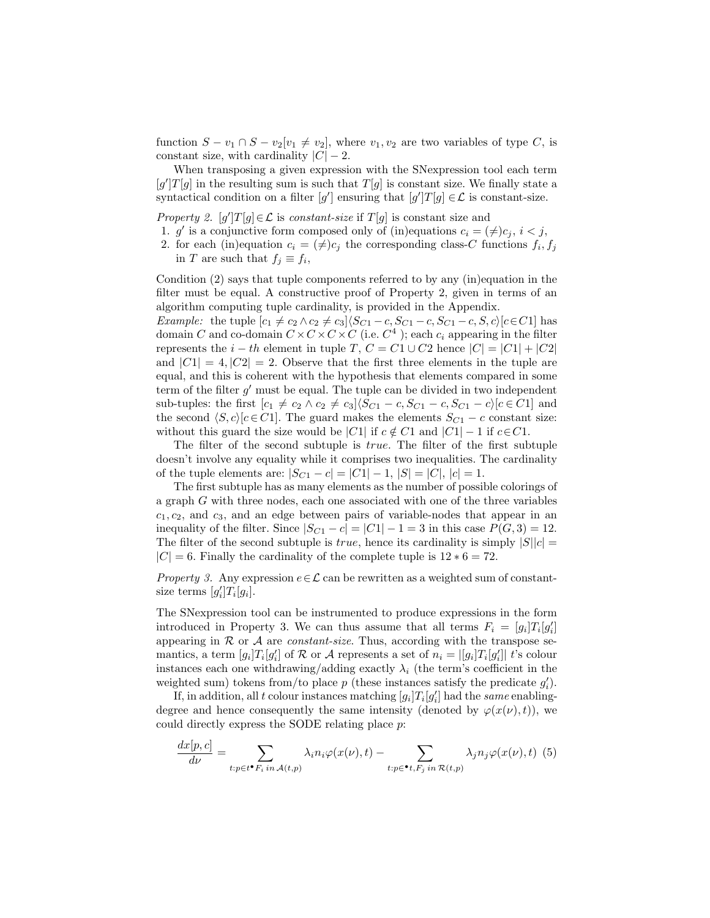function $S - v_1 \cap S - v_2[v_1 \neq v_2]$, where $v_1, v_2$ are two variables of type $C$, is constant size, with cardinality $|C| - 2$.

When transposing a given expression with the SNexpression tool each term $[g']T[g]$ in the resulting sum is such that $T[g]$ is constant size. We finally state a syntactical condition on a filter $[g']$ ensuring that $[g']T[g] \in \mathcal{L}$ is constant-size.

*Property 2.* $[g']T[g] \in \mathcal{L}$ is *constant-size* if $T[g]$ is constant size and

1. $g'$ is a conjunctive form composed only of (in)equations $c_i = (\neq) c_j$, $i < j$,
2. for each (in)equation $c_i = (\neq) c_j$ the corresponding class-$C$ functions $f_i, f_j$ in $T$ are such that $f_j \equiv f_i$,

Condition (2) says that tuple components referred to by any (in)equation in the filter must be equal. A constructive proof of Property 2, given in terms of an algorithm computing tuple cardinality, is provided in the Appendix.

*Example:* the tuple $[c_1 \neq c_2 \wedge c_2 \neq c_3]\langle S_{C1} - c, S_{C1} - c, S_{C1} - c, S, c\rangle[c \in C1]$ has domain $C$ and co-domain $C \times C \times C \times C$ (i.e. $C^4$ ); each $c_i$ appearing in the filter represents the $i-th$ element in tuple $T$, $C = C1 \cup C2$ hence $|C| = |C1| + |C2|$ and $|C1| = 4, |C2| = 2$. Observe that the first three elements in the tuple are equal, and this is coherent with the hypothesis that elements compared in some term of the filter $g'$ must be equal. The tuple can be divided in two independent sub-tuples: the first $[c_1 \neq c_2 \wedge c_2 \neq c_3]\langle S_{C1} - c, S_{C1} - c, S_{C1} - c\rangle[c \in C1]$ and the second $\langle S, c\rangle[c \in C1]$. The guard makes the elements $S_{C1} - c$ constant size: without this guard the size would be $|C1|$ if $c \notin C1$ and $|C1| - 1$ if $c \in C1$.

The filter of the second subtuple is *true*. The filter of the first subtuple doesn't involve any equality while it comprises two inequalities. The cardinality of the tuple elements are: $|S_{C1} - c| = |C1| - 1$, $|S| = |C|$, $|c| = 1$.

The first subtuple has as many elements as the number of possible colorings of a graph $G$ with three nodes, each one associated with one of the three variables $c_1, c_2$, and $c_3$, and an edge between pairs of variable-nodes that appear in an inequality of the filter. Since $|S_{C1} - c| = |C1| - 1 = 3$ in this case $P(G, 3) = 12$. The filter of the second subtuple is *true*, hence its cardinality is simply $|S||c| = |C| = 6$. Finally the cardinality of the complete tuple is $12 * 6 = 72$.

*Property 3.* Any expression $e \in \mathcal{L}$ can be rewritten as a weighted sum of constant-size terms $[g_i']T_i[g_i]$.

The SNexpression tool can be instrumented to produce expressions in the form introduced in Property 3. We can thus assume that all terms $F_i = [g_i]T_i[g_i']$ appearing in $\mathcal{R}$ or $\mathcal{A}$ are *constant-size*. Thus, according with the transpose semantics, a term $[g_i]T_i[g_i']$ of $\mathcal{R}$ or $\mathcal{A}$ represents a set of $n_i = |[g_i]T_i[g_i']|$ $t$'s colour instances each one withdrawing/adding exactly $\lambda_i$ (the term's coefficient in the weighted sum) tokens from/to place $p$ (these instances satisfy the predicate $g_i'$).

If, in addition, all $t$ colour instances matching $[g_i]T_i[g_i']$ had the *same* enabling-degree and hence consequently the same intensity (denoted by $\varphi(x(\nu), t)$), we could directly express the SODE relating place $p$:

$$\frac{dx[p,c]}{d\nu} = \sum_{t: p \in t^{\bullet} F_i \text{ in } \mathcal{A}(t,p)} \lambda_i n_i \varphi(x(\nu), t) - \sum_{t: p \in {}^{\bullet}t, F_j \text{ in } \mathcal{R}(t,p)} \lambda_j n_j \varphi(x(\nu), t) \quad (5)$$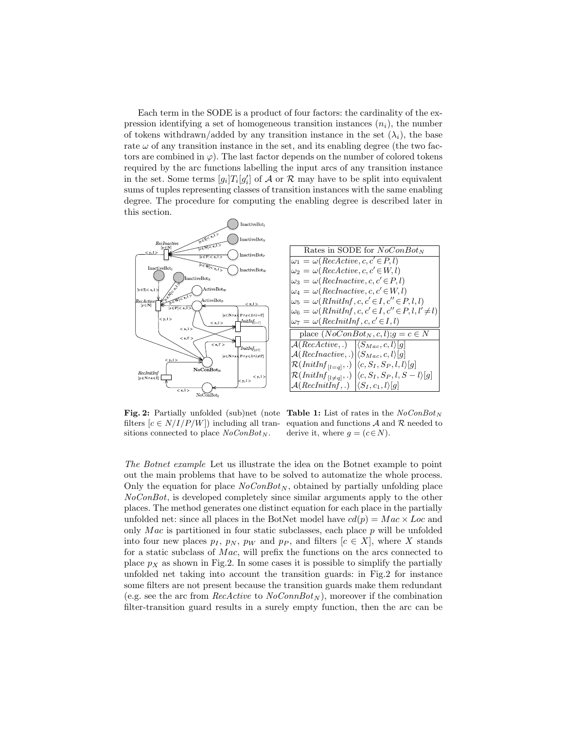Each term in the SODE is a product of four factors: the cardinality of the expression identifying a set of homogeneous transition instances ($n_i$), the number of tokens withdrawn/added by any transition instance in the set ($\lambda_i$), the base rate $\omega$ of any transition instance in the set, and its enabling degree (the two factors are combined in $\varphi$). The last factor depends on the number of colored tokens required by the arc functions labelling the input arcs of any transition instance in the set. Some terms $[g_i]T_i[g'_i]$ of $\mathcal{A}$ or $\mathcal{R}$ may have to be split into equivalent sums of tuples representing classes of transition instances with the same enabling degree. The procedure for computing the enabling degree is described later in this section.

**Fig. 2:** Partially unfolded (sub)net (note filters $[c \in N/I/P/W]$) including all transitions connected to place $NoConBot_N$.

| Rates in SODE for $NoConBot_N$ | |
|---|---|
| $\omega_1 = \omega(RecActive, c, c' \in P, l)$ | |
| $\omega_2 = \omega(RecActive, c, c' \in W, l)$ | |
| $\omega_3 = \omega(RecInactive, c, c' \in P, l)$ | |
| $\omega_4 = \omega(RecInactive, c, c' \in W, l)$ | |
| $\omega_5 = \omega(RInitInf, c, c' \in I, c'' \in P, l, l)$ | |
| $\omega_6 = \omega(RInitInf, c, c' \in I, c'' \in P, l, l' \neq l)$ | |
| $\omega_7 = \omega(RecInitInf, c, c' \in I, l)$ | |
| place $(NoConBot_N, c, l)$; $g = c \in N$ | |
| $\mathcal{A}(RecActive, .)$ | $\langle S_{Mac}, c, l\rangle[g]$ |
| $\mathcal{A}(RecInactive, .)$ | $\langle S_{Mac}, c, l\rangle[g]$ |
| $\mathcal{R}(InitInf_{[l=q]}, .)$ | $\langle c, S_I, S_P, l, l\rangle[g]$ |
| $\mathcal{R}(InitInf_{[l \neq q]}, .)$ | $\langle c, S_I, S_P, l, S - l\rangle[g]$ |
| $\mathcal{A}(RecInitInf, .)$ | $\langle S_I, c_1, l\rangle[g]$ |

**Table 1:** List of rates in the $NoConBot_N$ equation and functions $\mathcal{A}$ and $\mathcal{R}$ needed to derive it, where $g = (c \in N)$.

*The Botnet example* Let us illustrate the idea on the Botnet example to point out the main problems that have to be solved to automatize the whole process. Only the equation for place $NoConBot_N$, obtained by partially unfolding place $NoConBot$, is developed completely since similar arguments apply to the other places. The method generates one distinct equation for each place in the partially unfolded net: since all places in the BotNet model have $cd(p) = Mac \times Loc$ and only $Mac$ is partitioned in four static subclasses, each place $p$ will be unfolded into four new places $p_I$, $p_N$, $p_W$ and $p_P$, and filters $[c \in X]$, where $X$ stands for a static subclass of $Mac$, will prefix the functions on the arcs connected to place $p_X$ as shown in Fig.2. In some cases it is possible to simplify the partially unfolded net taking into account the transition guards: in Fig.2 for instance some filters are not present because the transition guards make them redundant (e.g. see the arc from $RecActive$ to $NoConnBot_N$), moreover if the combination filter-transition guard results in a surely empty function, then the arc can be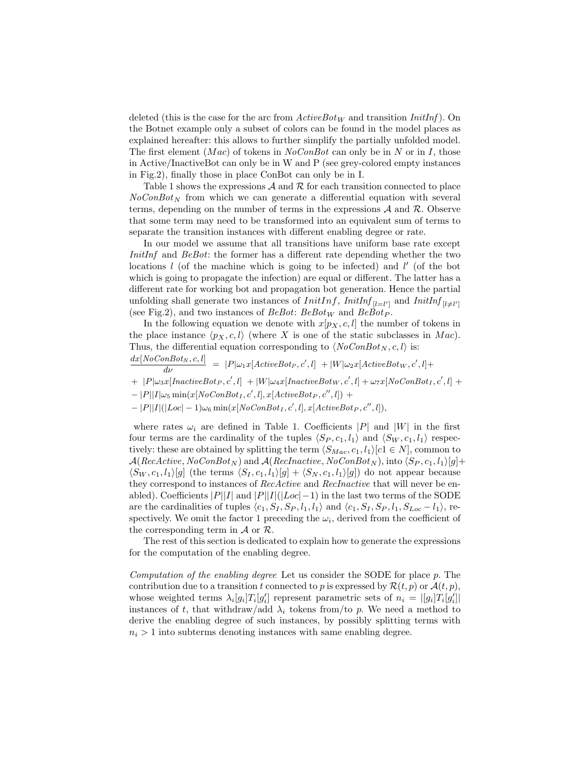deleted (this is the case for the arc from $ActiveBot_W$ and transition *InitInf*). On the Botnet example only a subset of colors can be found in the model places as explained hereafter: this allows to further simplify the partially unfolded model. The first element ($Mac$) of tokens in *NoConBot* can only be in $N$ or in $I$, those in Active/InactiveBot can only be in W and P (see grey-colored empty instances in Fig.2), finally those in place ConBot can only be in I.

Table 1 shows the expressions $\mathcal{A}$ and $\mathcal{R}$ for each transition connected to place $NoConBot_N$ from which we can generate a differential equation with several terms, depending on the number of terms in the expressions $\mathcal{A}$ and $\mathcal{R}$. Observe that some term may need to be transformed into an equivalent sum of terms to separate the transition instances with different enabling degree or rate.

In our model we assume that all transitions have uniform base rate except *InitInf* and *BeBot*: the former has a different rate depending whether the two locations $l$ (of the machine which is going to be infected) and $l'$ (of the bot which is going to propagate the infection) are equal or different. The latter has a different rate for working bot and propagation bot generation. Hence the partial unfolding shall generate two instances of $InitInf$, $InitInf_{[l=l']}$ and $InitInf_{[l\neq l']}$ (see Fig.2), and two instances of $BeBot$: $BeBot_W$ and $BeBot_P$.

In the following equation we denote with $x[p_X, c, l]$ the number of tokens in the place instance $\langle p_X, c, l\rangle$ (where $X$ is one of the static subclasses in $Mac$). Thus, the differential equation corresponding to $\langle NoConBot_N, c, l\rangle$ is:

$$
\begin{aligned}
\frac{dx[NoConBot_N, c, l]}{d\nu} \;=\;& |P|\omega_1 x[ActiveBot_P, c', l] \;+|W|\omega_2 x[ActiveBot_W, c', l]+ \\
+\;& |P|\omega_3 x[InactiveBot_P, c', l] \;+|W|\omega_4 x[InactiveBot_W, c', l] + \omega_7 x[NoConBot_I, c', l] \;+ \\
-\;& |P||I|\omega_5 \min(x[NoConBot_I, c', l], x[ActiveBot_P, c'', l]) \;+ \\
-\;& |P||I|(|Loc|-1)\omega_6 \min(x[NoConBot_I, c', l], x[ActiveBot_P, c'', l]),
\end{aligned}
$$

where rates $\omega_i$ are defined in Table 1. Coefficients $|P|$ and $|W|$ in the first four terms are the cardinality of the tuples $\langle S_P, c_1, l_1\rangle$ and $\langle S_W, c_1, l_1\rangle$ respectively: these are obtained by splitting the term $\langle S_{Mac}, c_1, l_1\rangle[c1 \in N]$, common to $\mathcal{A}(RecActive, NoConBot_N)$ and $\mathcal{A}(RecInactive, NoConBot_N)$, into $\langle S_P, c_1, l_1\rangle[g]+$ $\langle S_W, c_1, l_1\rangle[g]$ (the terms $\langle S_I, c_1, l_1\rangle[g] + \langle S_N, c_1, l_1\rangle[g]$) do not appear because they correspond to instances of *RecActive* and *RecInactive* that will never be enabled). Coefficients $|P||I|$ and $|P||I|(|Loc|-1)$ in the last two terms of the SODE are the cardinalities of tuples $\langle c_1, S_I, S_P, l_1, l_1\rangle$ and $\langle c_1, S_I, S_P, l_1, S_{Loc} - l_1\rangle$, respectively. We omit the factor 1 preceding the $\omega_i$, derived from the coefficient of the corresponding term in $\mathcal{A}$ or $\mathcal{R}$.

The rest of this section is dedicated to explain how to generate the expressions for the computation of the enabling degree.

*Computation of the enabling degree* Let us consider the SODE for place $p$. The contribution due to a transition $t$ connected to $p$ is expressed by $\mathcal{R}(t, p)$ or $\mathcal{A}(t, p)$, whose weighted terms $\lambda_i[g_i]T_i[g'_i]$ represent parametric sets of $n_i = |[g_i]T_i[g'_i]|$ instances of $t$, that withdraw/add $\lambda_i$ tokens from/to $p$. We need a method to derive the enabling degree of such instances, by possibly splitting terms with $n_i > 1$ into subterms denoting instances with same enabling degree.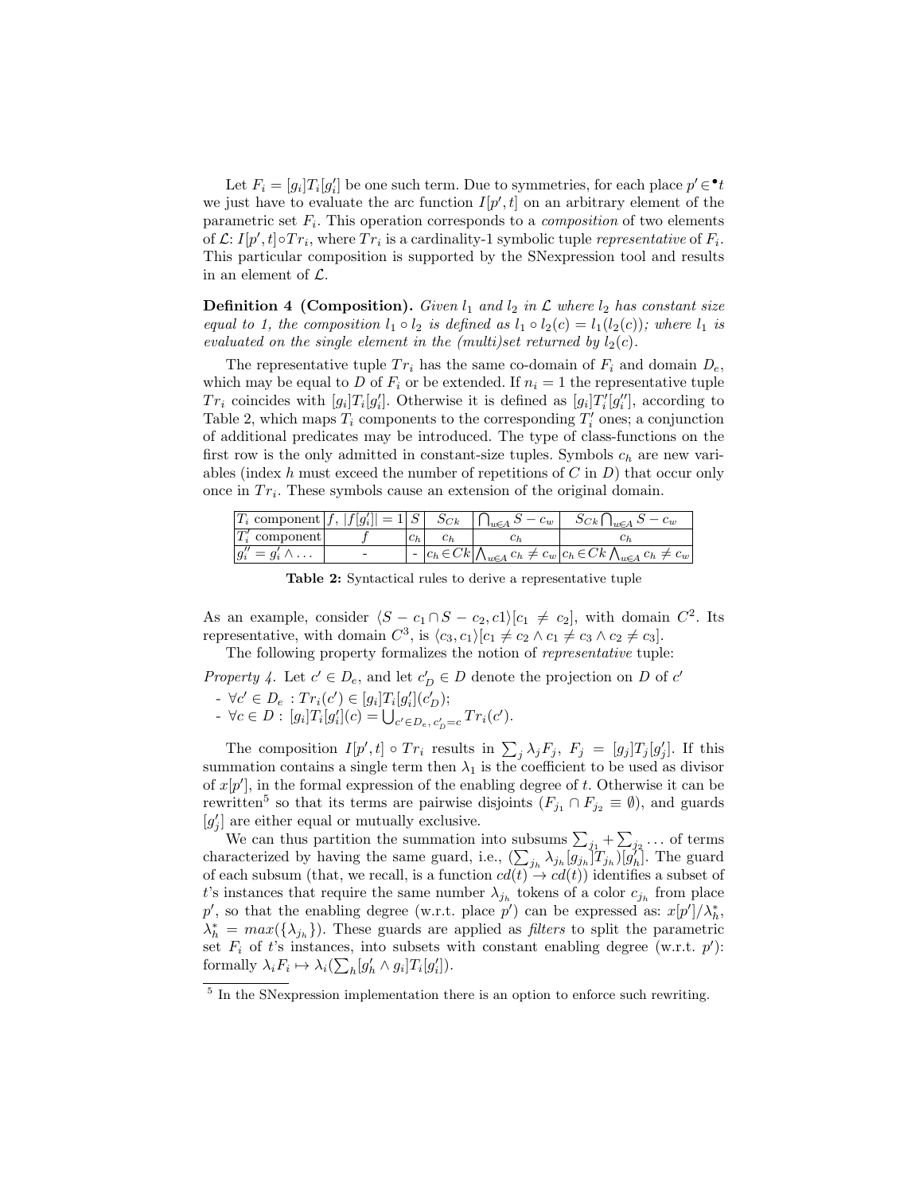Let $F_i = [g_i]T_i[g_i']$ be one such term. Due to symmetries, for each place $p' \in {}^{\bullet}t$ we just have to evaluate the arc function $I[p', t]$ on an arbitrary element of the parametric set $F_i$. This operation corresponds to a *composition* of two elements of $\mathcal{L}$: $I[p', t] \circ Tr_i$, where $Tr_i$ is a cardinality-1 symbolic tuple *representative* of $F_i$. This particular composition is supported by the SNexpression tool and results in an element of $\mathcal{L}$.

**Definition 4 (Composition).** *Given $l_1$ and $l_2$ in $\mathcal{L}$ where $l_2$ has constant size equal to 1, the composition $l_1 \circ l_2$ is defined as $l_1 \circ l_2(c) = l_1(l_2(c))$; where $l_1$ is evaluated on the single element in the (multi)set returned by $l_2(c)$.*

The representative tuple $Tr_i$ has the same co-domain of $F_i$ and domain $D_e$, which may be equal to $D$ of $F_i$ or be extended. If $n_i = 1$ the representative tuple $Tr_i$ coincides with $[g_i]T_i[g_i']$. Otherwise it is defined as $[g_i]T_i'[g_i'']$, according to Table 2, which maps $T_i$ components to the corresponding $T_i'$ ones; a conjunction of additional predicates may be introduced. The type of class-functions on the first row is the only admitted in constant-size tuples. Symbols $c_h$ are new variables (index $h$ must exceed the number of repetitions of $C$ in $D$) that occur only once in $Tr_i$. These symbols cause an extension of the original domain.

| $T_i$ component | $f$, $\lvert f[g_i'] \rvert = 1$ | $S$ | $S_{Ck}$ | $\bigcap_{w \in A} S - c_w$ | $S_{Ck} \bigcap_{w \in A} S - c_w$ |
|---|---|---|---|---|---|
| $T_i'$ component | $f$ | $c_h$ | $c_h$ | $c_h$ | $c_h$ |
| $g_i'' = g_i' \wedge \ldots$ | - | - | $c_h \in Ck$ | $\bigwedge_{w \in A} c_h \neq c_w$ | $c_h \in Ck \bigwedge_{w \in A} c_h \neq c_w$ |

**Table 2:** Syntactical rules to derive a representative tuple

As an example, consider $\langle S - c_1 \cap S - c_2, c1 \rangle [c_1 \neq c_2]$, with domain $C^2$. Its representative, with domain $C^3$, is $\langle c_3, c_1 \rangle [c_1 \neq c_2 \wedge c_1 \neq c_3 \wedge c_2 \neq c_3]$.

The following property formalizes the notion of *representative* tuple:

*Property 4.* Let $c' \in D_e$, and let $c'_D \in D$ denote the projection on $D$ of $c'$

- $\forall c' \in D_e : Tr_i(c') \in [g_i]T_i[g_i'](c'_D)$;
- $\forall c \in D : [g_i]T_i[g_i'](c) = \bigcup_{c' \in D_e, c'_D = c} Tr_i(c')$.

The composition $I[p', t] \circ Tr_i$ results in $\sum_j \lambda_j F_j$, $F_j = [g_j]T_j[g_j']$. If this summation contains a single term then $\lambda_1$ is the coefficient to be used as divisor of $x[p']$, in the formal expression of the enabling degree of $t$. Otherwise it can be rewritten[5] so that its terms are pairwise disjoints ($F_{j_1} \cap F_{j_2} \equiv \emptyset$), and guards $[g_j']$ are either equal or mutually exclusive.

We can thus partition the summation into subsums $\sum_{j_1} + \sum_{j_2} \ldots$ of terms characterized by having the same guard, i.e., $(\sum_{j_h} \lambda_{j_h}[g_{j_h}]T_{j_h})[g_h']$. The guard of each subsum (that, we recall, is a function $cd(t) \to cd(t)$) identifies a subset of $t$'s instances that require the same number $\lambda_{j_h}$ tokens of a color $c_{j_h}$ from place $p'$, so that the enabling degree (w.r.t. place $p'$) can be expressed as: $x[p']/\lambda_h^*$, $\lambda_h^* = max(\{\lambda_{j_h}\})$. These guards are applied as *filters* to split the parametric set $F_i$ of $t$'s instances, into subsets with constant enabling degree (w.r.t. $p'$): formally $\lambda_i F_i \mapsto \lambda_i(\sum_h [g_h' \wedge g_i]T_i[g_i'])$.

[5] In the SNexpression implementation there is an option to enforce such rewriting.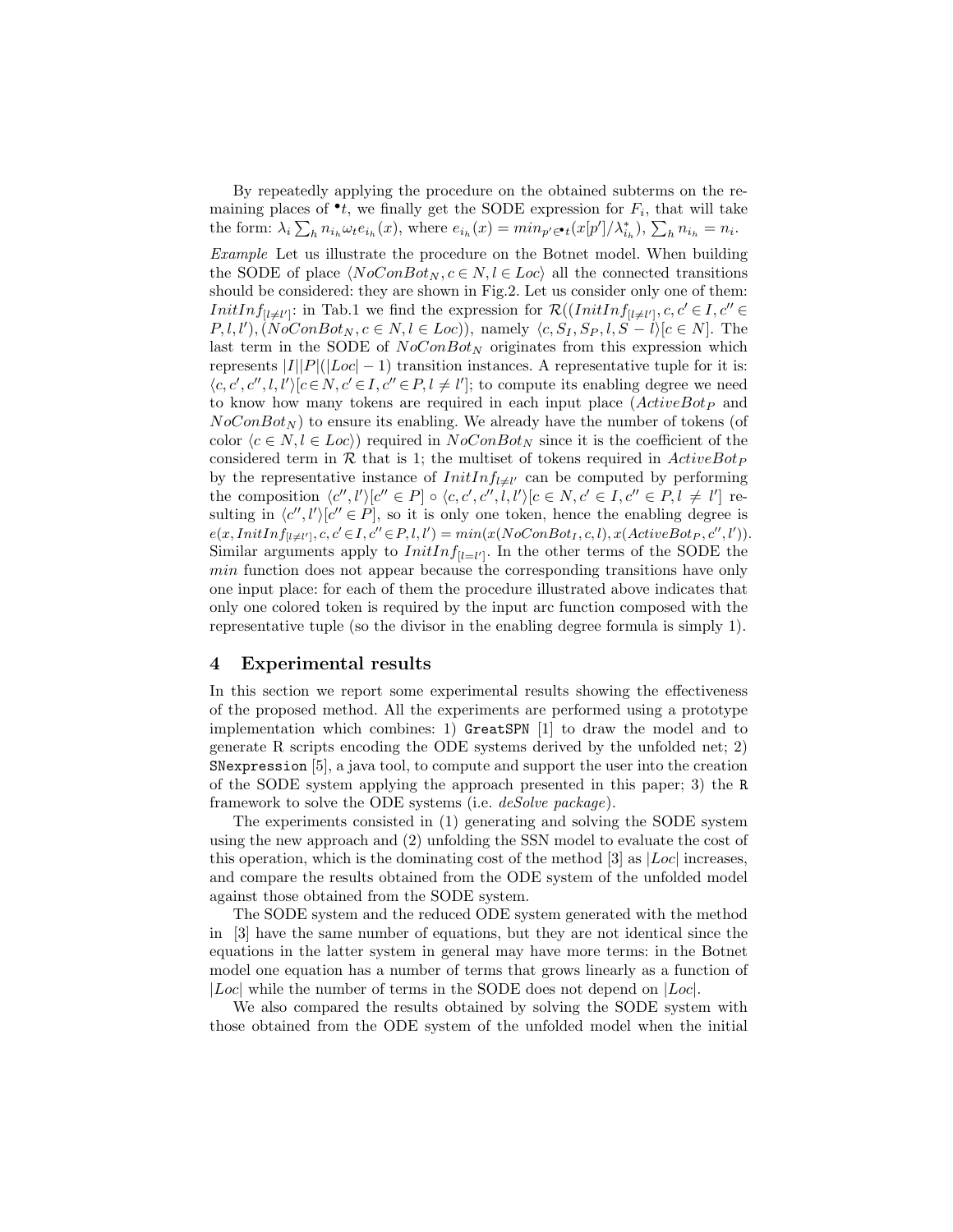By repeatedly applying the procedure on the obtained subterms on the remaining places of ${}^\bullet t$, we finally get the SODE expression for $F_i$, that will take the form: $\lambda_i \sum_h n_{i_h} \omega_t e_{i_h}(x)$, where $e_{i_h}(x) = min_{p' \in {}^\bullet t}(x[p']/\lambda^*_{i_h})$, $\sum_h n_{i_h} = n_i$.

*Example* Let us illustrate the procedure on the Botnet model. When building the SODE of place $\langle NoConBot_N, c \in N, l \in Loc\rangle$ all the connected transitions should be considered: they are shown in Fig.2. Let us consider only one of them: $InitInf_{[l \neq l']}$: in Tab.1 we find the expression for $\mathcal{R}((InitInf_{[l \neq l']}, c, c' \in I, c'' \in P, l, l'), (NoConBot_N, c \in N, l \in Loc))$, namely $\langle c, S_I, S_P, l, S - l\rangle[c \in N]$. The last term in the SODE of $NoConBot_N$ originates from this expression which represents $|I||P|(|Loc| - 1)$ transition instances. A representative tuple for it is: $\langle c, c', c'', l, l'\rangle[c \in N, c' \in I, c'' \in P, l \neq l']$; to compute its enabling degree we need to know how many tokens are required in each input place ($ActiveBot_P$ and $NoConBot_N$) to ensure its enabling. We already have the number of tokens (of color $\langle c \in N, l \in Loc\rangle$) required in $NoConBot_N$ since it is the coefficient of the considered term in $\mathcal{R}$ that is 1; the multiset of tokens required in $ActiveBot_P$ by the representative instance of $InitInf_{l \neq l'}$ can be computed by performing the composition $\langle c'', l'\rangle[c'' \in P] \circ \langle c, c', c'', l, l'\rangle[c \in N, c' \in I, c'' \in P, l \neq l']$ resulting in $\langle c'', l'\rangle[c'' \in P]$, so it is only one token, hence the enabling degree is $e(x, InitInf_{[l \neq l']}, c, c' \in I, c'' \in P, l, l') = min(x(NoConBot_I, c, l), x(ActiveBot_P, c'', l'))$. Similar arguments apply to $InitInf_{[l=l']}$. In the other terms of the SODE the *min* function does not appear because the corresponding transitions have only one input place: for each of them the procedure illustrated above indicates that only one colored token is required by the input arc function composed with the representative tuple (so the divisor in the enabling degree formula is simply 1).

## 4 Experimental results

In this section we report some experimental results showing the effectiveness of the proposed method. All the experiments are performed using a prototype implementation which combines: 1) `GreatSPN` [1] to draw the model and to generate R scripts encoding the ODE systems derived by the unfolded net; 2) `SNexpression` [5], a java tool, to compute and support the user into the creation of the SODE system applying the approach presented in this paper; 3) the `R` framework to solve the ODE systems (i.e. *deSolve package*).

The experiments consisted in (1) generating and solving the SODE system using the new approach and (2) unfolding the SSN model to evaluate the cost of this operation, which is the dominating cost of the method [3] as $|Loc|$ increases, and compare the results obtained from the ODE system of the unfolded model against those obtained from the SODE system.

The SODE system and the reduced ODE system generated with the method in [3] have the same number of equations, but they are not identical since the equations in the latter system in general may have more terms: in the Botnet model one equation has a number of terms that grows linearly as a function of $|Loc|$ while the number of terms in the SODE does not depend on $|Loc|$.

We also compared the results obtained by solving the SODE system with those obtained from the ODE system of the unfolded model when the initial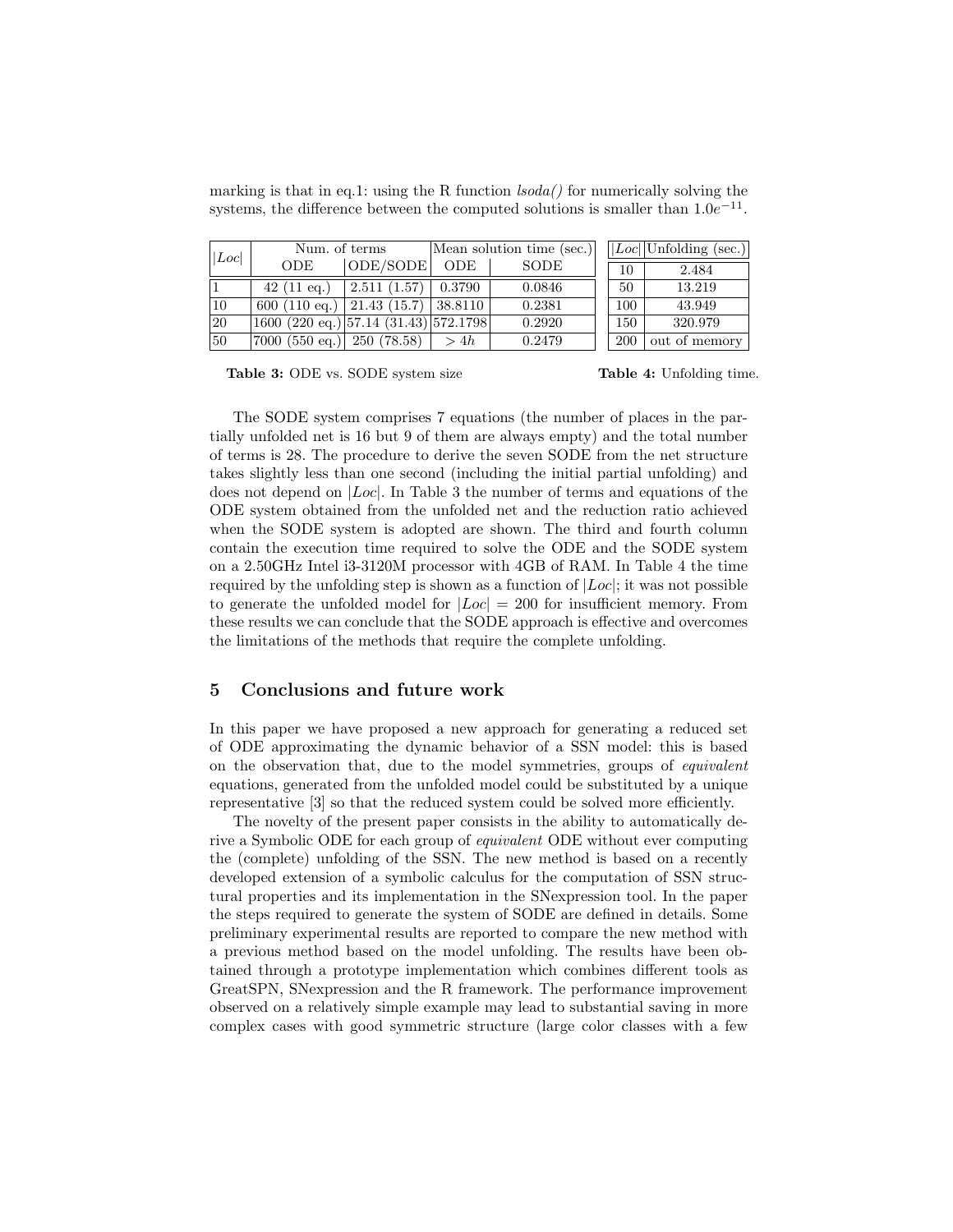marking is that in eq.1: using the R function *lsoda()* for numerically solving the systems, the difference between the computed solutions is smaller than $1.0e^{-11}$.

| $\|Loc\|$ | Num. of terms | | Mean solution time (sec.) | |
|---|---|---|---|---|
| | ODE | ODE/SODE | ODE | SODE |
| 1 | 42 (11 eq.) | 2.511 (1.57) | 0.3790 | 0.0846 |
| 10 | 600 (110 eq.) | 21.43 (15.7) | 38.8110 | 0.2381 |
| 20 | 1600 (220 eq.) | 57.14 (31.43) | 572.1798 | 0.2920 |
| 50 | 7000 (550 eq.) | 250 (78.58) | $> 4h$ | 0.2479 |

**Table 3:** ODE vs. SODE system size

| $\|Loc\|$ | Unfolding (sec.) |
|---|---|
| 10 | 2.484 |
| 50 | 13.219 |
| 100 | 43.949 |
| 150 | 320.979 |
| 200 | out of memory |

**Table 4:** Unfolding time.

The SODE system comprises 7 equations (the number of places in the partially unfolded net is 16 but 9 of them are always empty) and the total number of terms is 28. The procedure to derive the seven SODE from the net structure takes slightly less than one second (including the initial partial unfolding) and does not depend on $|Loc|$. In Table 3 the number of terms and equations of the ODE system obtained from the unfolded net and the reduction ratio achieved when the SODE system is adopted are shown. The third and fourth column contain the execution time required to solve the ODE and the SODE system on a 2.50GHz Intel i3-3120M processor with 4GB of RAM. In Table 4 the time required by the unfolding step is shown as a function of $|Loc|$; it was not possible to generate the unfolded model for $|Loc| = 200$ for insufficient memory. From these results we can conclude that the SODE approach is effective and overcomes the limitations of the methods that require the complete unfolding.

## 5 Conclusions and future work

In this paper we have proposed a new approach for generating a reduced set of ODE approximating the dynamic behavior of a SSN model: this is based on the observation that, due to the model symmetries, groups of *equivalent* equations, generated from the unfolded model could be substituted by a unique representative [3] so that the reduced system could be solved more efficiently.

The novelty of the present paper consists in the ability to automatically derive a Symbolic ODE for each group of *equivalent* ODE without ever computing the (complete) unfolding of the SSN. The new method is based on a recently developed extension of a symbolic calculus for the computation of SSN structural properties and its implementation in the SNexpression tool. In the paper the steps required to generate the system of SODE are defined in details. Some preliminary experimental results are reported to compare the new method with a previous method based on the model unfolding. The results have been obtained through a prototype implementation which combines different tools as GreatSPN, SNexpression and the R framework. The performance improvement observed on a relatively simple example may lead to substantial saving in more complex cases with good symmetric structure (large color classes with a few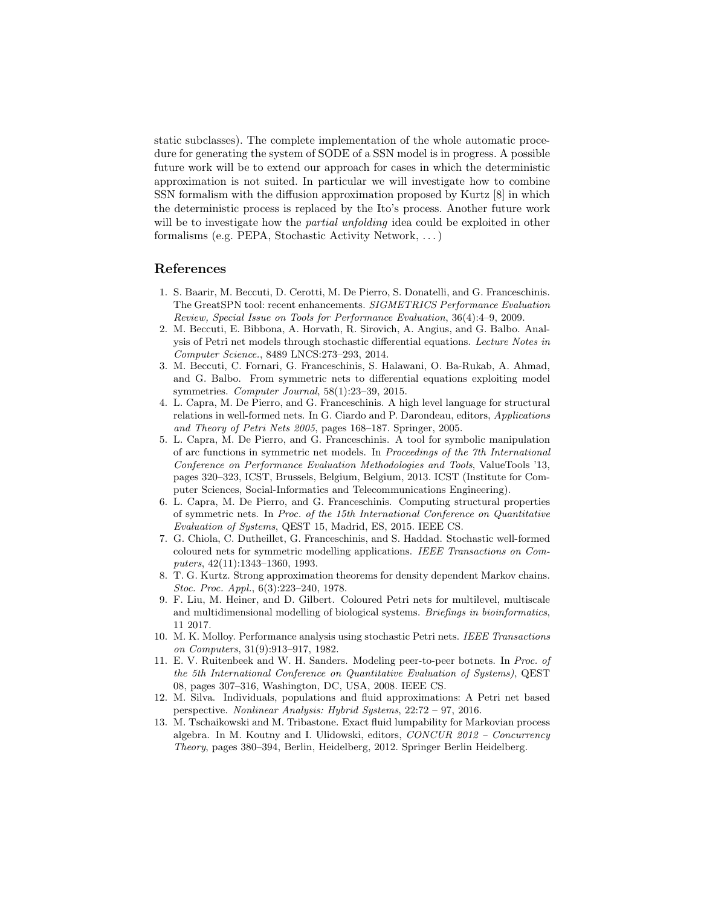static subclasses). The complete implementation of the whole automatic procedure for generating the system of SODE of a SSN model is in progress. A possible future work will be to extend our approach for cases in which the deterministic approximation is not suited. In particular we will investigate how to combine SSN formalism with the diffusion approximation proposed by Kurtz [8] in which the deterministic process is replaced by the Ito's process. Another future work will be to investigate how the *partial unfolding* idea could be exploited in other formalisms (e.g. PEPA, Stochastic Activity Network, ...)

## References

1. S. Baarir, M. Beccuti, D. Cerotti, M. De Pierro, S. Donatelli, and G. Franceschinis. The GreatSPN tool: recent enhancements. *SIGMETRICS Performance Evaluation Review, Special Issue on Tools for Performance Evaluation*, 36(4):4–9, 2009.
2. M. Beccuti, E. Bibbona, A. Horvath, R. Sirovich, A. Angius, and G. Balbo. Analysis of Petri net models through stochastic differential equations. *Lecture Notes in Computer Science.*, 8489 LNCS:273–293, 2014.
3. M. Beccuti, C. Fornari, G. Franceschinis, S. Halawani, O. Ba-Rukab, A. Ahmad, and G. Balbo. From symmetric nets to differential equations exploiting model symmetries. *Computer Journal*, 58(1):23–39, 2015.
4. L. Capra, M. De Pierro, and G. Franceschinis. A high level language for structural relations in well-formed nets. In G. Ciardo and P. Darondeau, editors, *Applications and Theory of Petri Nets 2005*, pages 168–187. Springer, 2005.
5. L. Capra, M. De Pierro, and G. Franceschinis. A tool for symbolic manipulation of arc functions in symmetric net models. In *Proceedings of the 7th International Conference on Performance Evaluation Methodologies and Tools*, ValueTools '13, pages 320–323, ICST, Brussels, Belgium, Belgium, 2013. ICST (Institute for Computer Sciences, Social-Informatics and Telecommunications Engineering).
6. L. Capra, M. De Pierro, and G. Franceschinis. Computing structural properties of symmetric nets. In *Proc. of the 15th International Conference on Quantitative Evaluation of Systems*, QEST 15, Madrid, ES, 2015. IEEE CS.
7. G. Chiola, C. Dutheillet, G. Franceschinis, and S. Haddad. Stochastic well-formed coloured nets for symmetric modelling applications. *IEEE Transactions on Computers*, 42(11):1343–1360, 1993.
8. T. G. Kurtz. Strong approximation theorems for density dependent Markov chains. *Stoc. Proc. Appl.*, 6(3):223–240, 1978.
9. F. Liu, M. Heiner, and D. Gilbert. Coloured Petri nets for multilevel, multiscale and multidimensional modelling of biological systems. *Briefings in bioinformatics*, 11 2017.
10. M. K. Molloy. Performance analysis using stochastic Petri nets. *IEEE Transactions on Computers*, 31(9):913–917, 1982.
11. E. V. Ruitenbeek and W. H. Sanders. Modeling peer-to-peer botnets. In *Proc. of the 5th International Conference on Quantitative Evaluation of Systems)*, QEST 08, pages 307–316, Washington, DC, USA, 2008. IEEE CS.
12. M. Silva. Individuals, populations and fluid approximations: A Petri net based perspective. *Nonlinear Analysis: Hybrid Systems*, 22:72 – 97, 2016.
13. M. Tschaikowski and M. Tribastone. Exact fluid lumpability for Markovian process algebra. In M. Koutny and I. Ulidowski, editors, *CONCUR 2012 – Concurrency Theory*, pages 380–394, Berlin, Heidelberg, 2012. Springer Berlin Heidelberg.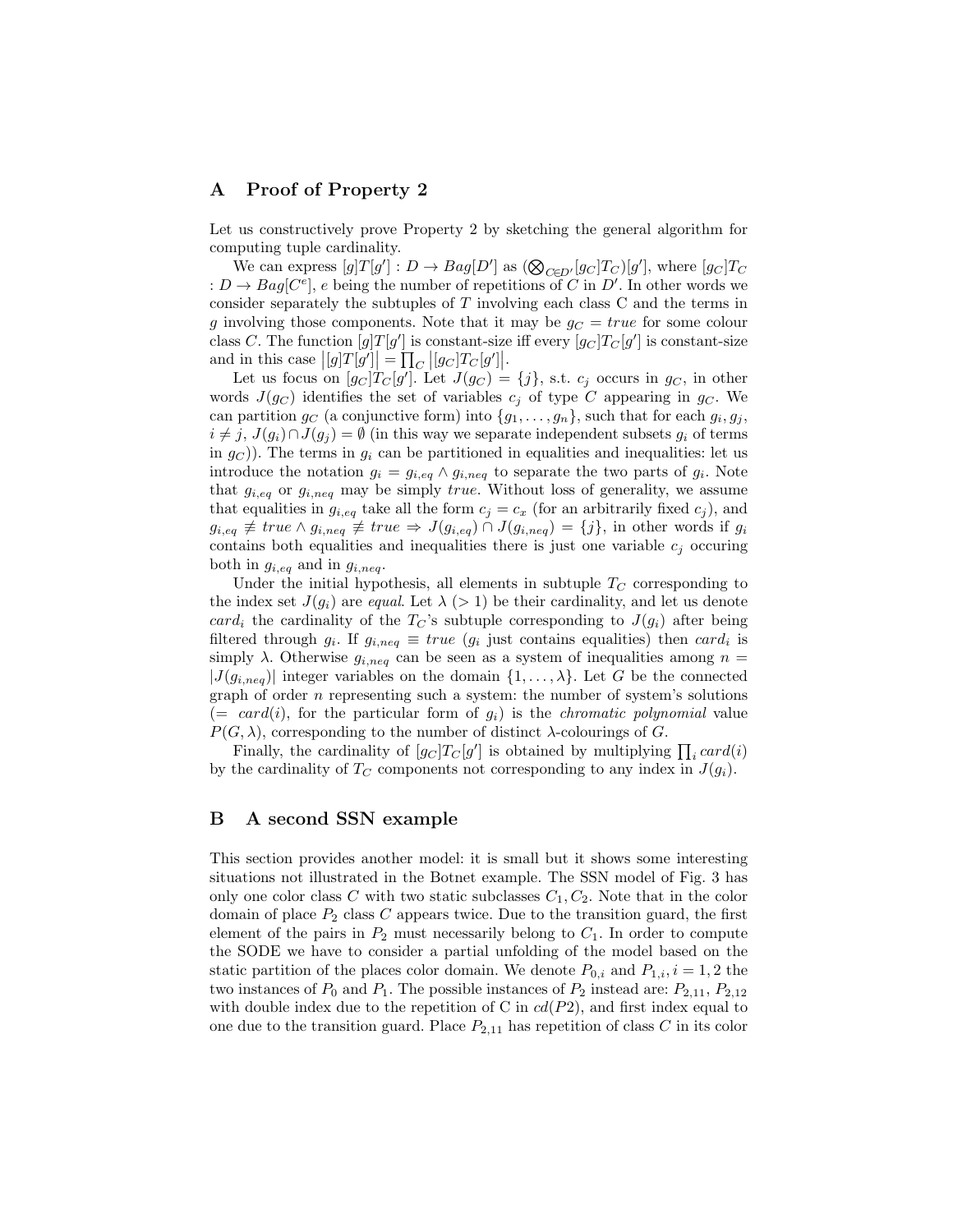## A Proof of Property 2

Let us constructively prove Property 2 by sketching the general algorithm for computing tuple cardinality.

We can express $[g]T[g'] : D \to Bag[D']$ as $(\bigotimes_{C \in D'}[g_C]T_C)[g']$, where $[g_C]T_C : D \to Bag[C^e]$, $e$ being the number of repetitions of $C$ in $D'$. In other words we consider separately the subtuples of $T$ involving each class C and the terms in $g$ involving those components. Note that it may be $g_C = true$ for some colour class $C$. The function $[g]T[g']$ is constant-size iff every $[g_C]T_C[g']$ is constant-size and in this case $\left|[g]T[g']\right| = \prod_C \left|[g_C]T_C[g']\right|$.

Let us focus on $[g_C]T_C[g']$. Let $J(g_C) = \{j\}$, s.t. $c_j$ occurs in $g_C$, in other words $J(g_C)$ identifies the set of variables $c_j$ of type $C$ appearing in $g_C$. We can partition $g_C$ (a conjunctive form) into $\{g_1, \ldots, g_n\}$, such that for each $g_i, g_j$, $i \neq j$, $J(g_i) \cap J(g_j) = \emptyset$ (in this way we separate independent subsets $g_i$ of terms in $g_C$)). The terms in $g_i$ can be partitioned in equalities and inequalities: let us introduce the notation $g_i = g_{i,eq} \wedge g_{i,neq}$ to separate the two parts of $g_i$. Note that $g_{i,eq}$ or $g_{i,neq}$ may be simply *true*. Without loss of generality, we assume that equalities in $g_{i,eq}$ take all the form $c_j = c_x$ (for an arbitrarily fixed $c_j$), and $g_{i,eq} \not\equiv true \wedge g_{i,neq} \not\equiv true \Rightarrow J(g_{i,eq}) \cap J(g_{i,neq}) = \{j\}$, in other words if $g_i$ contains both equalities and inequalities there is just one variable $c_j$ occuring both in $g_{i,eq}$ and in $g_{i,neq}$.

Under the initial hypothesis, all elements in subtuple $T_C$ corresponding to the index set $J(g_i)$ are *equal*. Let $\lambda$ ($> 1$) be their cardinality, and let us denote $card_i$ the cardinality of the $T_C$'s subtuple corresponding to $J(g_i)$ after being filtered through $g_i$. If $g_{i,neq} \equiv true$ ($g_i$ just contains equalities) then $card_i$ is simply $\lambda$. Otherwise $g_{i,neq}$ can be seen as a system of inequalities among $n = |J(g_{i,neq})|$ integer variables on the domain $\{1, \ldots, \lambda\}$. Let $G$ be the connected graph of order $n$ representing such a system: the number of system's solutions ($= card(i)$, for the particular form of $g_i$) is the *chromatic polynomial* value $P(G, \lambda)$, corresponding to the number of distinct $\lambda$-colourings of $G$.

Finally, the cardinality of $[g_C]T_C[g']$ is obtained by multiplying $\prod_i card(i)$ by the cardinality of $T_C$ components not corresponding to any index in $J(g_i)$.

## B A second SSN example

This section provides another model: it is small but it shows some interesting situations not illustrated in the Botnet example. The SSN model of Fig. 3 has only one color class $C$ with two static subclasses $C_1, C_2$. Note that in the color domain of place $P_2$ class $C$ appears twice. Due to the transition guard, the first element of the pairs in $P_2$ must necessarily belong to $C_1$. In order to compute the SODE we have to consider a partial unfolding of the model based on the static partition of the places color domain. We denote $P_{0,i}$ and $P_{1,i}, i = 1, 2$ the two instances of $P_0$ and $P_1$. The possible instances of $P_2$ instead are: $P_{2,11}$, $P_{2,12}$ with double index due to the repetition of C in $cd(P2)$, and first index equal to one due to the transition guard. Place $P_{2,11}$ has repetition of class $C$ in its color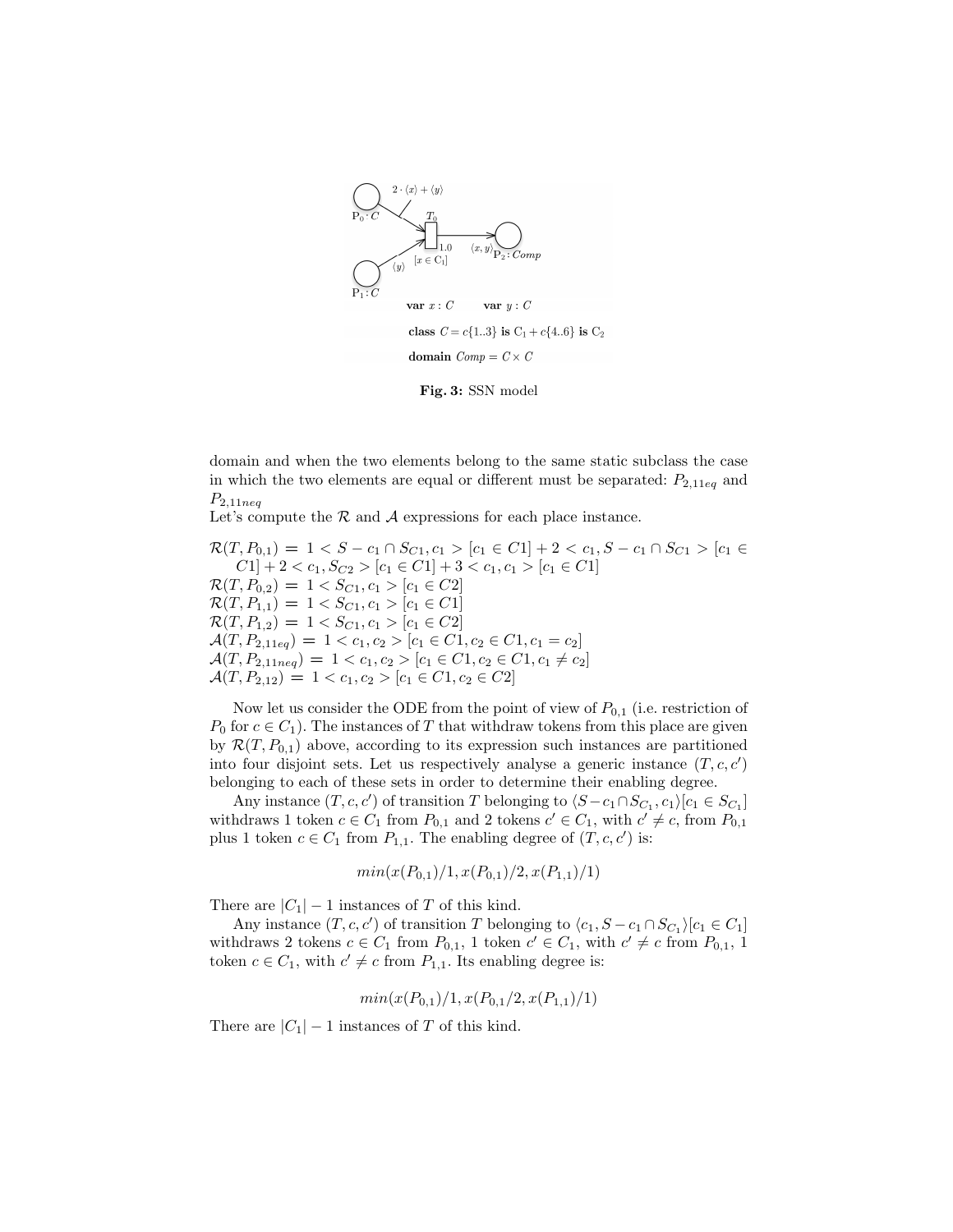2 · ⟨x⟩ + ⟨y⟩

$P_0 : C$

$T_0$

1.0

$[x \in C_1]$

$\langle x, y \rangle$ $P_2 : Comp$

$\langle y \rangle$

$P_1 : C$

**var** $x : C$ **var** $y : C$

**class** $C = c\{1..3\}$ **is** $C_1 + c\{4..6\}$ **is** $C_2$

**domain** $Comp = C \times C$

**Fig. 3:** SSN model

domain and when the two elements belong to the same static subclass the case in which the two elements are equal or different must be separated: $P_{2,11eq}$ and $P_{2,11neq}$

Let's compute the $\mathcal{R}$ and $\mathcal{A}$ expressions for each place instance.

$\mathcal{R}(T, P_{0,1}) = 1 < S - c_1 \cap S_{C1}, c_1 > [c_1 \in C1] + 2 < c_1, S - c_1 \cap S_{C1} > [c_1 \in C1] + 2 < c_1, S_{C2} > [c_1 \in C1] + 3 < c_1, c_1 > [c_1 \in C1]$
$\mathcal{R}(T, P_{0,2}) = 1 < S_{C1}, c_1 > [c_1 \in C2]$
$\mathcal{R}(T, P_{1,1}) = 1 < S_{C1}, c_1 > [c_1 \in C1]$
$\mathcal{R}(T, P_{1,2}) = 1 < S_{C1}, c_1 > [c_1 \in C2]$
$\mathcal{A}(T, P_{2,11eq}) = 1 < c_1, c_2 > [c_1 \in C1, c_2 \in C1, c_1 = c_2]$
$\mathcal{A}(T, P_{2,11neq}) = 1 < c_1, c_2 > [c_1 \in C1, c_2 \in C1, c_1 \neq c_2]$
$\mathcal{A}(T, P_{2,12}) = 1 < c_1, c_2 > [c_1 \in C1, c_2 \in C2]$

Now let us consider the ODE from the point of view of $P_{0,1}$ (i.e. restriction of $P_0$ for $c \in C_1$). The instances of $T$ that withdraw tokens from this place are given by $\mathcal{R}(T, P_{0,1})$ above, according to its expression such instances are partitioned into four disjoint sets. Let us respectively analyse a generic instance $(T, c, c')$ belonging to each of these sets in order to determine their enabling degree.

Any instance $(T, c, c')$ of transition $T$ belonging to $\langle S - c_1 \cap S_{C_1}, c_1 \rangle [c_1 \in S_{C_1}]$ withdraws 1 token $c \in C_1$ from $P_{0,1}$ and 2 tokens $c' \in C_1$, with $c' \neq c$, from $P_{0,1}$ plus 1 token $c \in C_1$ from $P_{1,1}$. The enabling degree of $(T, c, c')$ is:

$$min(x(P_{0,1})/1, x(P_{0,1})/2, x(P_{1,1})/1)$$

There are $|C_1| - 1$ instances of $T$ of this kind.

Any instance $(T, c, c')$ of transition $T$ belonging to $\langle c_1, S - c_1 \cap S_{C_1} \rangle [c_1 \in C_1]$ withdraws 2 tokens $c \in C_1$ from $P_{0,1}$, 1 token $c' \in C_1$, with $c' \neq c$ from $P_{0,1}$, 1 token $c \in C_1$, with $c' \neq c$ from $P_{1,1}$. Its enabling degree is:

$$min(x(P_{0,1})/1, x(P_{0,1}/2, x(P_{1,1})/1)$$

There are $|C_1| - 1$ instances of $T$ of this kind.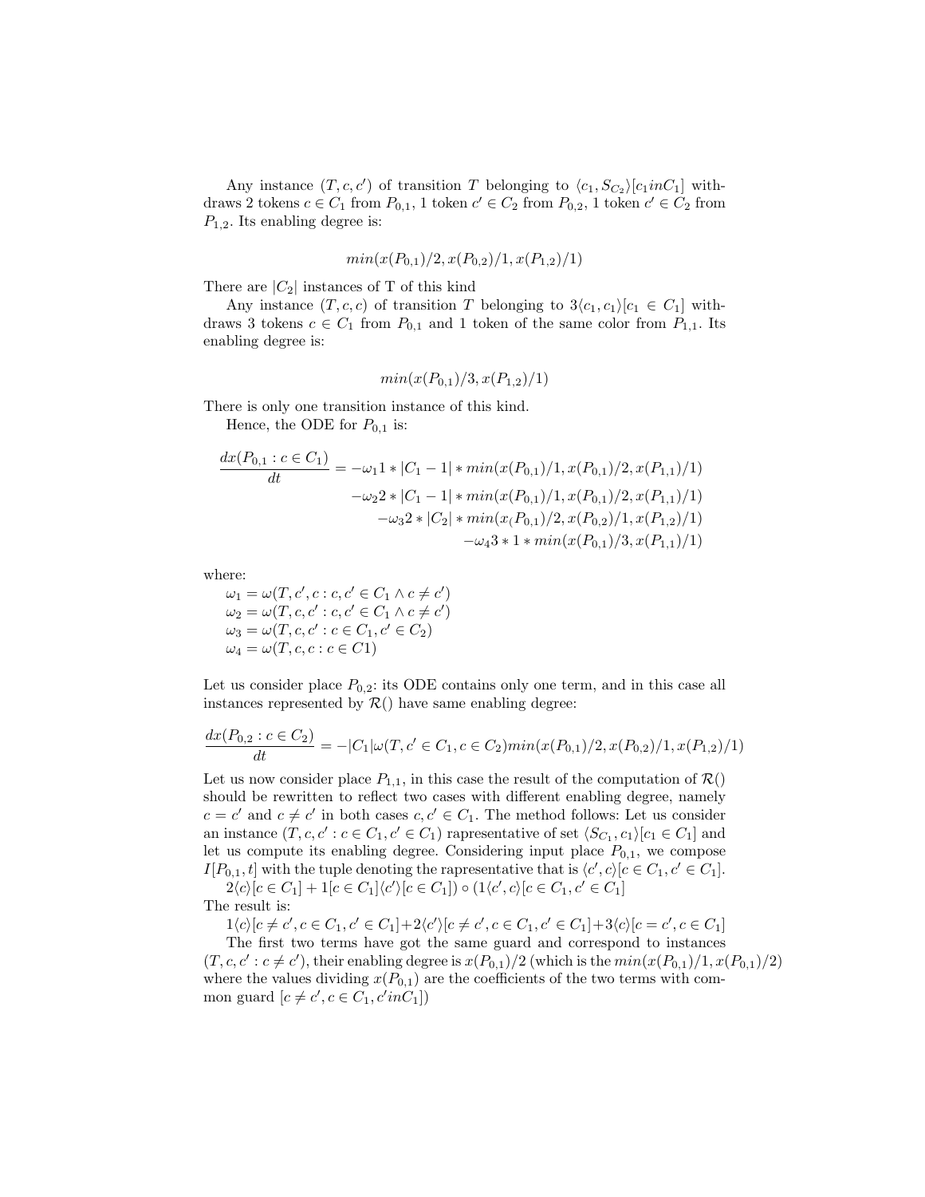Any instance $(T, c, c')$ of transition $T$ belonging to $\langle c_1, S_{C_2}\rangle[c_1 in C_1]$ withdraws 2 tokens $c \in C_1$ from $P_{0,1}$, 1 token $c' \in C_2$ from $P_{0,2}$, 1 token $c' \in C_2$ from $P_{1,2}$. Its enabling degree is:

$$min(x(P_{0,1})/2, x(P_{0,2})/1, x(P_{1,2})/1)$$

There are $|C_2|$ instances of T of this kind

Any instance $(T, c, c)$ of transition $T$ belonging to $3\langle c_1, c_1\rangle[c_1 \in C_1]$ withdraws 3 tokens $c \in C_1$ from $P_{0,1}$ and 1 token of the same color from $P_{1,1}$. Its enabling degree is:

$$min(x(P_{0,1})/3, x(P_{1,2})/1)$$

There is only one transition instance of this kind.

Hence, the ODE for $P_{0,1}$ is:

$$\begin{aligned}\frac{dx(P_{0,1} : c \in C_1)}{dt} &= -\omega_1 1 * |C_1 - 1| * min(x(P_{0,1})/1, x(P_{0,1})/2, x(P_{1,1})/1)\\ &\quad -\omega_2 2 * |C_1 - 1| * min(x(P_{0,1})/1, x(P_{0,1})/2, x(P_{1,1})/1)\\ &\quad -\omega_3 2 * |C_2| * min(x(_{P_{0,1}})/2, x(P_{0,2})/1, x(P_{1,2})/1)\\ &\quad -\omega_4 3 * 1 * min(x(P_{0,1})/3, x(P_{1,1})/1)\end{aligned}$$

where:
$\omega_1 = \omega(T, c', c : c, c' \in C_1 \wedge c \neq c')$
$\omega_2 = \omega(T, c, c' : c, c' \in C_1 \wedge c \neq c')$
$\omega_3 = \omega(T, c, c' : c \in C_1, c' \in C_2)$
$\omega_4 = \omega(T, c, c : c \in C1)$

Let us consider place $P_{0,2}$: its ODE contains only one term, and in this case all instances represented by $\mathcal{R}()$ have same enabling degree:

$$\frac{dx(P_{0,2} : c \in C_2)}{dt} = -|C_1|\omega(T, c' \in C_1, c \in C_2) min(x(P_{0,1})/2, x(P_{0,2})/1, x(P_{1,2})/1)$$

Let us now consider place $P_{1,1}$, in this case the result of the computation of $\mathcal{R}()$ should be rewritten to reflect two cases with different enabling degree, namely $c = c'$ and $c \neq c'$ in both cases $c, c' \in C_1$. The method follows: Let us consider an instance $(T, c, c' : c \in C_1, c' \in C_1)$ rapresentative of set $\langle S_{C_1}, c_1\rangle[c_1 \in C_1]$ and let us compute its enabling degree. Considering input place $P_{0,1}$, we compose $I[P_{0,1}, t]$ with the tuple denoting the rapresentative that is $\langle c', c\rangle[c \in C_1, c' \in C_1]$.

$2\langle c\rangle[c \in C_1] + 1[c \in C_1]\langle c'\rangle[c \in C_1]) \circ (1\langle c', c\rangle[c \in C_1, c' \in C_1]$

The result is:

$1\langle c\rangle[c \neq c', c \in C_1, c' \in C_1] + 2\langle c'\rangle[c \neq c', c \in C_1, c' \in C_1] + 3\langle c\rangle[c = c', c \in C_1]$

The first two terms have got the same guard and correspond to instances $(T, c, c' : c \neq c')$, their enabling degree is $x(P_{0,1})/2$ (which is the $min(x(P_{0,1})/1, x(P_{0,1})/2)$ where the values dividing $x(P_{0,1})$ are the coefficients of the two terms with common guard $[c \neq c', c \in C_1, c' in C_1]$)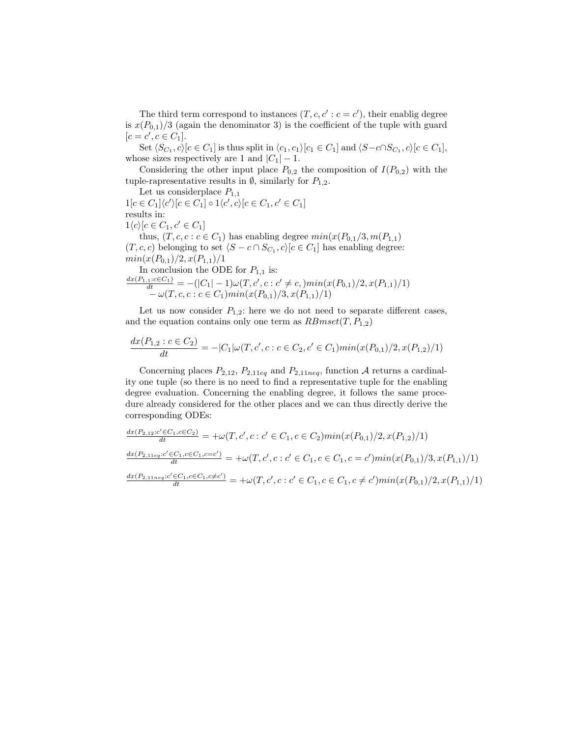The third term correspond to instances $(T, c, c' : c = c')$, their enablig degree is $x(P_{0,1})/3$ (again the denominator 3) is the coefficient of the tuple with guard $[c = c', c \in C_1]$.

Set $\langle S_{C_1}, c\rangle[c \in C_1]$ is thus split in $\langle c_1, c_1\rangle[c_1 \in C_1]$ and $\langle S - c \cap S_{C_1}, c\rangle[c \in C_1]$, whose sizes respectively are 1 and $|C_1| - 1$.

Considering the other input place $P_{0,2}$ the composition of $I(P_{0,2})$ with the tuple-rapresentative results in $\emptyset$, similarly for $P_{1,2}$.

Let us considerplace $P_{1,1}$
$1[c \in C_1]\langle c'\rangle[c \in C_1] \circ 1\langle c', c\rangle[c \in C_1, c' \in C_1]$
results in:
$1\langle c\rangle[c \in C_1, c' \in C_1]$

thus, $(T, c, c : c \in C_1)$ has enabling degree $min(x(P_{0,1}/3, m(P_{1,1})$
$(T, c, c)$ belonging to set $\langle S - c \cap S_{C_1}, c\rangle[c \in C_1]$ has enabling degree:
$min(x(P_{0,1})/2, x(P_{1,1})/1$

In conclusion the ODE for $P_{1,1}$ is:

$$\frac{dx(P_{1,1} : c \in C_1)}{dt} = -(|C_1| - 1)\omega(T, c', c : c' \neq c, )min(x(P_{0,1})/2, x(P_{1,1})/1) \\ - \omega(T, c, c : c \in C_1)min(x(P_{0,1})/3, x(P_{1,1})/1)$$

Let us now consider $P_{1,2}$: here we do not need to separate different cases, and the equation contains only one term as $RBmset(T, P_{1,2})$

$$\frac{dx(P_{1,2} : c \in C_2)}{dt} = -|C_1|\omega(T, c', c : c \in C_2, c' \in C_1)min(x(P_{0,1})/2, x(P_{1,2})/1)$$

Concerning places $P_{2,12}$, $P_{2,11eq}$ and $P_{2,11neq}$, function $\mathcal{A}$ returns a cardinality one tuple (so there is no need to find a representative tuple for the enabling degree evaluation. Concerning the enabling degree, it follows the same procedure already considered for the other places and we can thus directly derive the corresponding ODEs:

$$\frac{dx(P_{2,12} : c' \in C_1, c \in C_2)}{dt} = +\omega(T, c', c : c' \in C_1, c \in C_2)min(x(P_{0,1})/2, x(P_{1,2})/1)$$

$$\frac{dx(P_{2,11eq} : c' \in C_1, c \in C_1, c = c')}{dt} = +\omega(T, c', c : c' \in C_1, c \in C_1, c = c')min(x(P_{0,1})/3, x(P_{1,1})/1)$$

$$\frac{dx(P_{2,11neq} : c' \in C_1, c \in C_1, c \neq c')}{dt} = +\omega(T, c', c : c' \in C_1, c \in C_1, c \neq c')min(x(P_{0,1})/2, x(P_{1,1})/1)$$